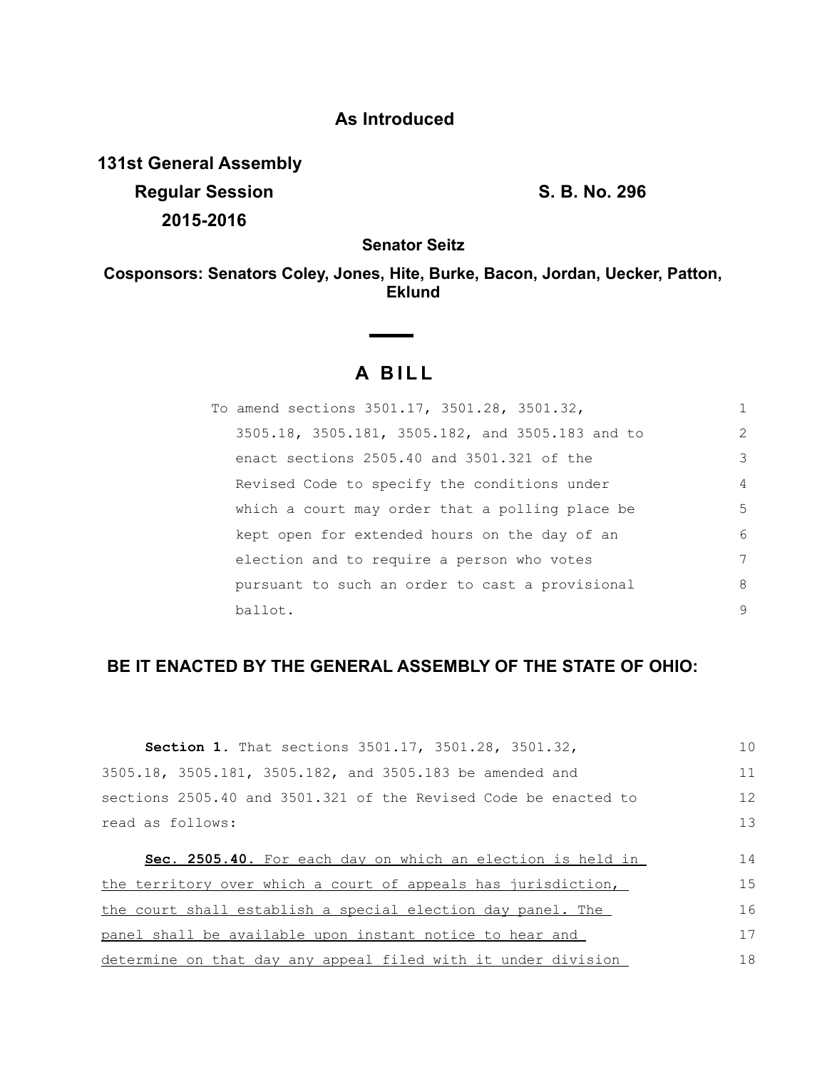**As Introduced**

**131st General Assembly**
**Regular Session**
**2015-2016**

**S. B. No. 296**

**Senator Seitz**

**Cosponsors: Senators Coley, Jones, Hite, Burke, Bacon, Jordan, Uecker, Patton, Eklund**

# A BILL

To amend sections 3501.17, 3501.28, 3501.32, 3505.18, 3505.181, 3505.182, and 3505.183 and to enact sections 2505.40 and 3501.321 of the Revised Code to specify the conditions under which a court may order that a polling place be kept open for extended hours on the day of an election and to require a person who votes pursuant to such an order to cast a provisional ballot.

**BE IT ENACTED BY THE GENERAL ASSEMBLY OF THE STATE OF OHIO:**

**Section 1.** That sections 3501.17, 3501.28, 3501.32, 3505.18, 3505.181, 3505.182, and 3505.183 be amended and sections 2505.40 and 3501.321 of the Revised Code be enacted to read as follows:

<u>**Sec. 2505.40.** For each day on which an election is held in the territory over which a court of appeals has jurisdiction, the court shall establish a special election day panel. The panel shall be available upon instant notice to hear and determine on that day any appeal filed with it under division</u>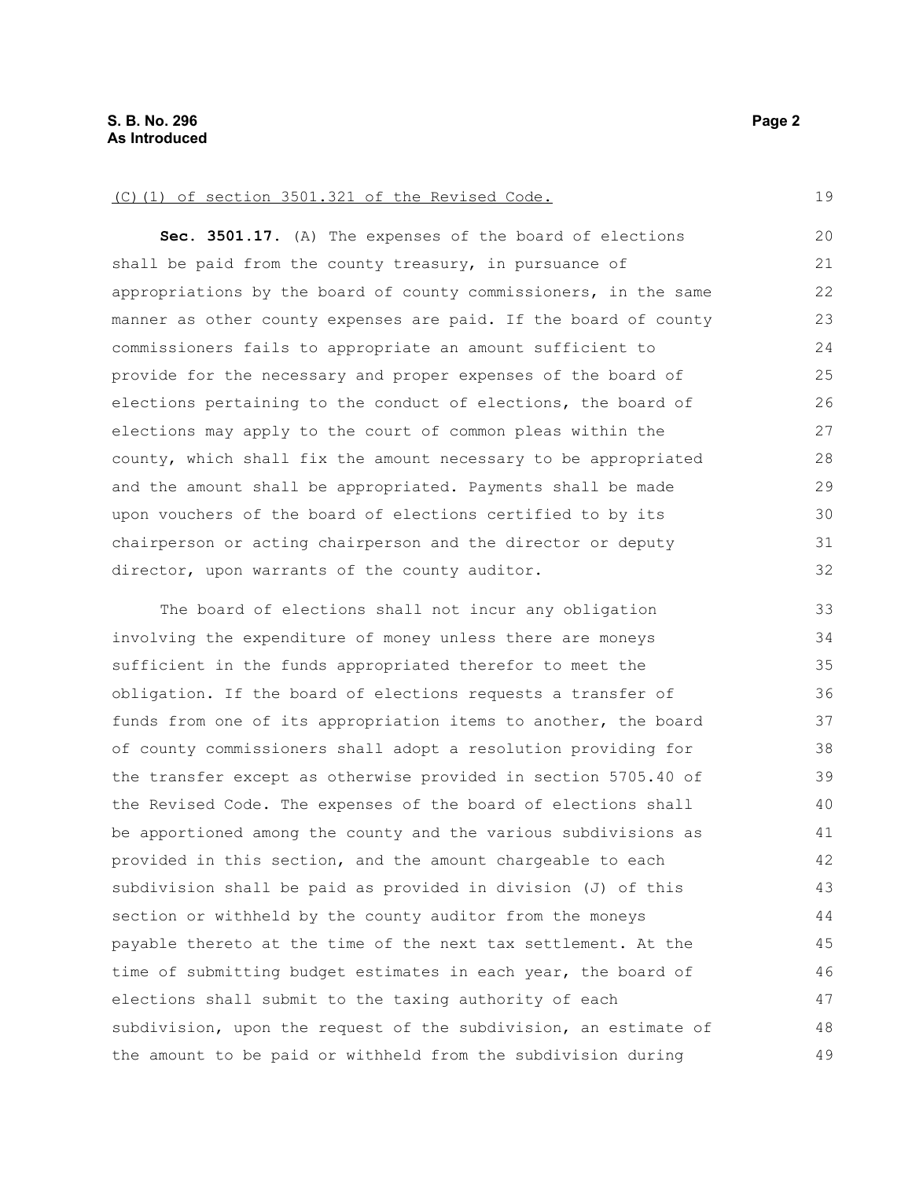<u>(C)(1) of section 3501.321 of the Revised Code.</u>

**Sec. 3501.17.** (A) The expenses of the board of elections shall be paid from the county treasury, in pursuance of appropriations by the board of county commissioners, in the same manner as other county expenses are paid. If the board of county commissioners fails to appropriate an amount sufficient to provide for the necessary and proper expenses of the board of elections pertaining to the conduct of elections, the board of elections may apply to the court of common pleas within the county, which shall fix the amount necessary to be appropriated and the amount shall be appropriated. Payments shall be made upon vouchers of the board of elections certified to by its chairperson or acting chairperson and the director or deputy director, upon warrants of the county auditor.

The board of elections shall not incur any obligation involving the expenditure of money unless there are moneys sufficient in the funds appropriated therefor to meet the obligation. If the board of elections requests a transfer of funds from one of its appropriation items to another, the board of county commissioners shall adopt a resolution providing for the transfer except as otherwise provided in section 5705.40 of the Revised Code. The expenses of the board of elections shall be apportioned among the county and the various subdivisions as provided in this section, and the amount chargeable to each subdivision shall be paid as provided in division (J) of this section or withheld by the county auditor from the moneys payable thereto at the time of the next tax settlement. At the time of submitting budget estimates in each year, the board of elections shall submit to the taxing authority of each subdivision, upon the request of the subdivision, an estimate of the amount to be paid or withheld from the subdivision during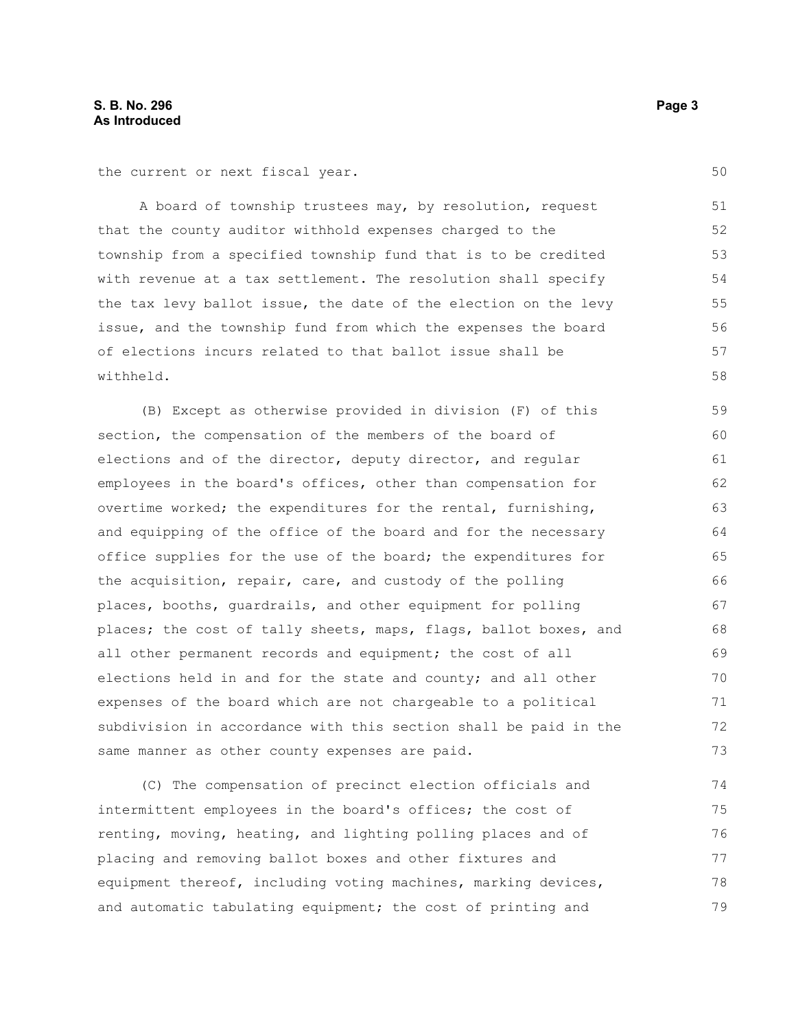the current or next fiscal year.

A board of township trustees may, by resolution, request that the county auditor withhold expenses charged to the township from a specified township fund that is to be credited with revenue at a tax settlement. The resolution shall specify the tax levy ballot issue, the date of the election on the levy issue, and the township fund from which the expenses the board of elections incurs related to that ballot issue shall be withheld.

(B) Except as otherwise provided in division (F) of this section, the compensation of the members of the board of elections and of the director, deputy director, and regular employees in the board's offices, other than compensation for overtime worked; the expenditures for the rental, furnishing, and equipping of the office of the board and for the necessary office supplies for the use of the board; the expenditures for the acquisition, repair, care, and custody of the polling places, booths, guardrails, and other equipment for polling places; the cost of tally sheets, maps, flags, ballot boxes, and all other permanent records and equipment; the cost of all elections held in and for the state and county; and all other expenses of the board which are not chargeable to a political subdivision in accordance with this section shall be paid in the same manner as other county expenses are paid.

(C) The compensation of precinct election officials and intermittent employees in the board's offices; the cost of renting, moving, heating, and lighting polling places and of placing and removing ballot boxes and other fixtures and equipment thereof, including voting machines, marking devices, and automatic tabulating equipment; the cost of printing and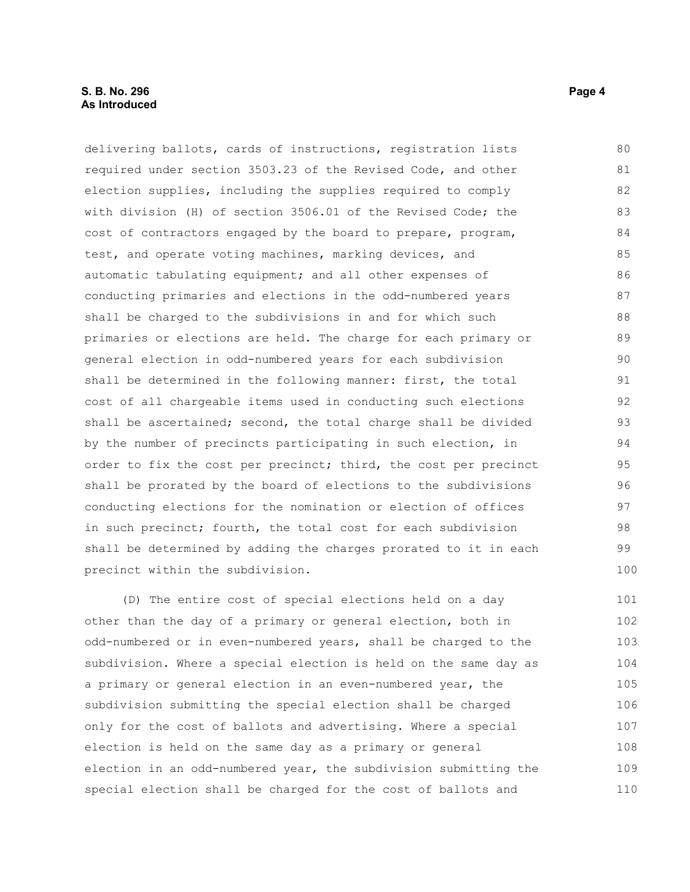delivering ballots, cards of instructions, registration lists required under section 3503.23 of the Revised Code, and other election supplies, including the supplies required to comply with division (H) of section 3506.01 of the Revised Code; the cost of contractors engaged by the board to prepare, program, test, and operate voting machines, marking devices, and automatic tabulating equipment; and all other expenses of conducting primaries and elections in the odd-numbered years shall be charged to the subdivisions in and for which such primaries or elections are held. The charge for each primary or general election in odd-numbered years for each subdivision shall be determined in the following manner: first, the total cost of all chargeable items used in conducting such elections shall be ascertained; second, the total charge shall be divided by the number of precincts participating in such election, in order to fix the cost per precinct; third, the cost per precinct shall be prorated by the board of elections to the subdivisions conducting elections for the nomination or election of offices in such precinct; fourth, the total cost for each subdivision shall be determined by adding the charges prorated to it in each precinct within the subdivision.

(D) The entire cost of special elections held on a day other than the day of a primary or general election, both in odd-numbered or in even-numbered years, shall be charged to the subdivision. Where a special election is held on the same day as a primary or general election in an even-numbered year, the subdivision submitting the special election shall be charged only for the cost of ballots and advertising. Where a special election is held on the same day as a primary or general election in an odd-numbered year, the subdivision submitting the special election shall be charged for the cost of ballots and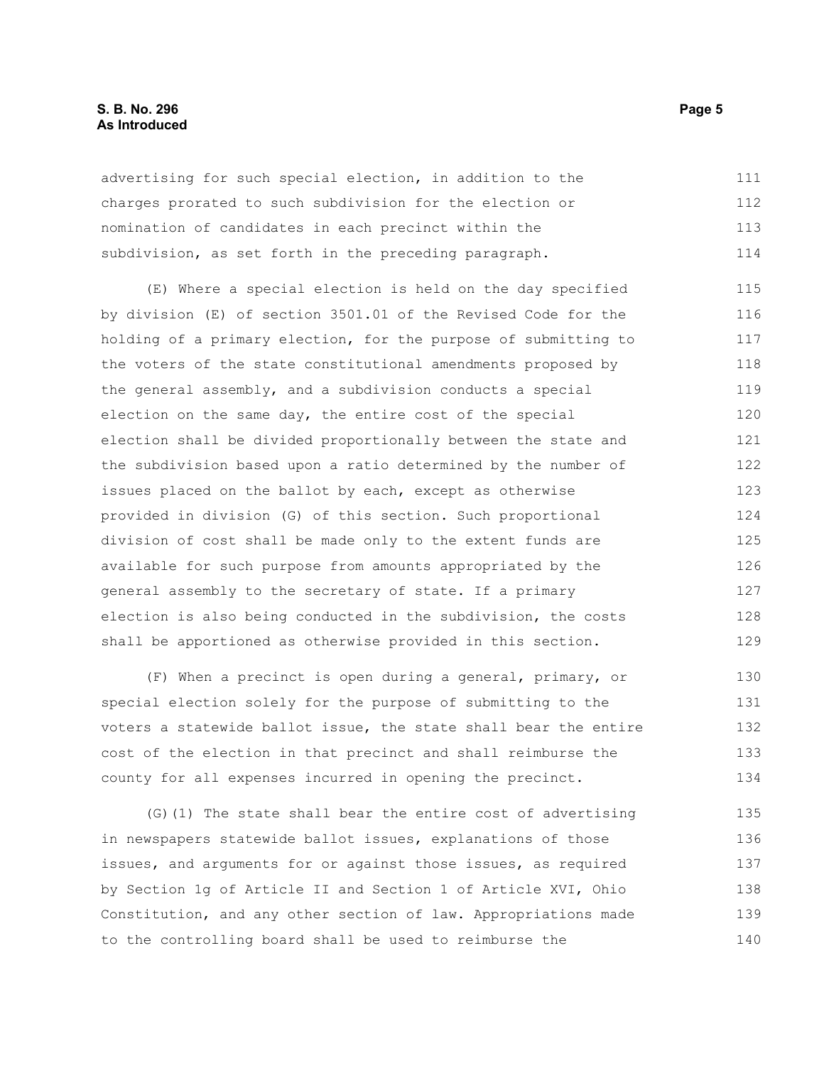advertising for such special election, in addition to the charges prorated to such subdivision for the election or nomination of candidates in each precinct within the subdivision, as set forth in the preceding paragraph.

(E) Where a special election is held on the day specified by division (E) of section 3501.01 of the Revised Code for the holding of a primary election, for the purpose of submitting to the voters of the state constitutional amendments proposed by the general assembly, and a subdivision conducts a special election on the same day, the entire cost of the special election shall be divided proportionally between the state and the subdivision based upon a ratio determined by the number of issues placed on the ballot by each, except as otherwise provided in division (G) of this section. Such proportional division of cost shall be made only to the extent funds are available for such purpose from amounts appropriated by the general assembly to the secretary of state. If a primary election is also being conducted in the subdivision, the costs shall be apportioned as otherwise provided in this section.

(F) When a precinct is open during a general, primary, or special election solely for the purpose of submitting to the voters a statewide ballot issue, the state shall bear the entire cost of the election in that precinct and shall reimburse the county for all expenses incurred in opening the precinct.

(G)(1) The state shall bear the entire cost of advertising in newspapers statewide ballot issues, explanations of those issues, and arguments for or against those issues, as required by Section 1g of Article II and Section 1 of Article XVI, Ohio Constitution, and any other section of law. Appropriations made to the controlling board shall be used to reimburse the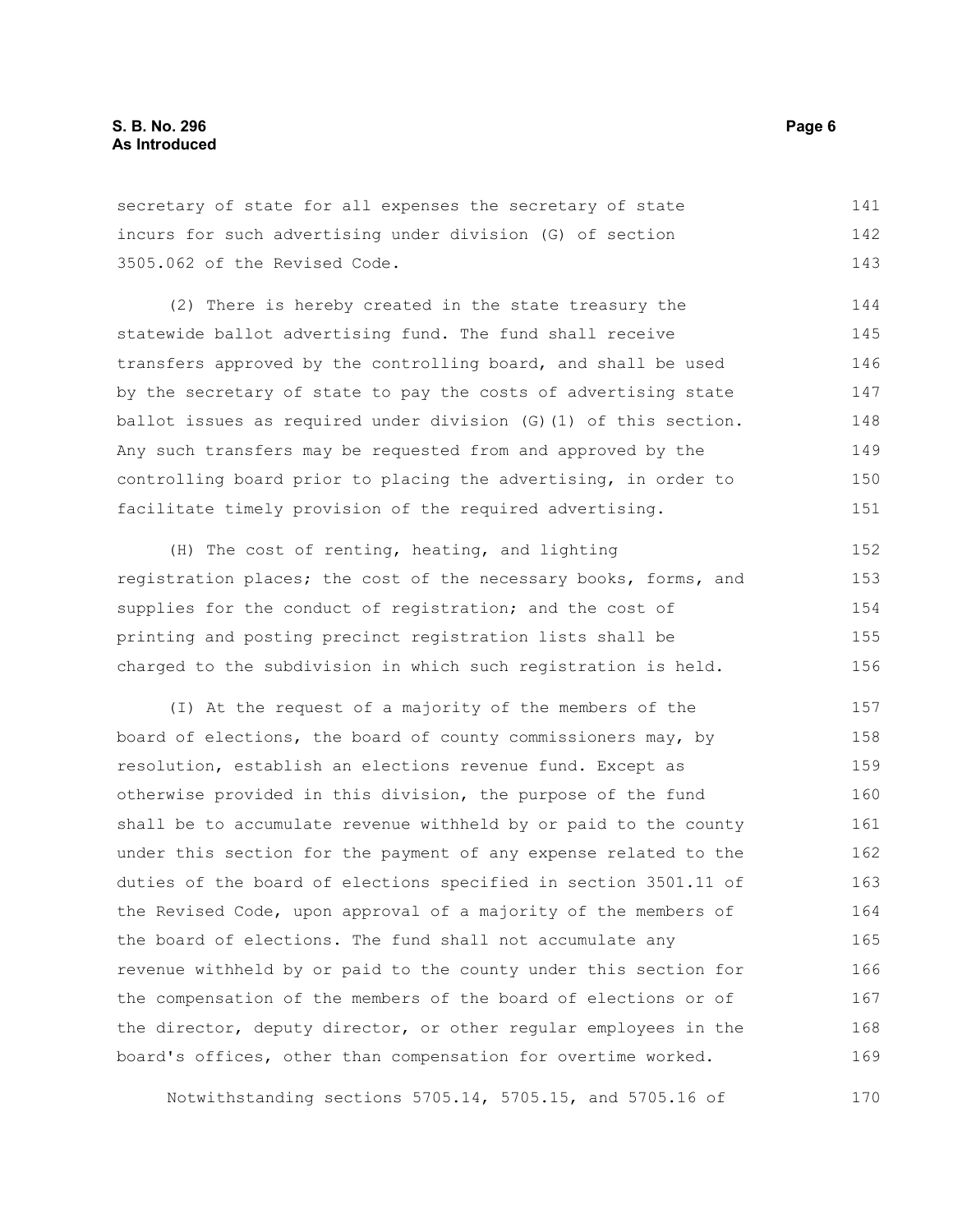secretary of state for all expenses the secretary of state incurs for such advertising under division (G) of section 3505.062 of the Revised Code.

(2) There is hereby created in the state treasury the statewide ballot advertising fund. The fund shall receive transfers approved by the controlling board, and shall be used by the secretary of state to pay the costs of advertising state ballot issues as required under division (G)(1) of this section. Any such transfers may be requested from and approved by the controlling board prior to placing the advertising, in order to facilitate timely provision of the required advertising.

(H) The cost of renting, heating, and lighting registration places; the cost of the necessary books, forms, and supplies for the conduct of registration; and the cost of printing and posting precinct registration lists shall be charged to the subdivision in which such registration is held.

(I) At the request of a majority of the members of the board of elections, the board of county commissioners may, by resolution, establish an elections revenue fund. Except as otherwise provided in this division, the purpose of the fund shall be to accumulate revenue withheld by or paid to the county under this section for the payment of any expense related to the duties of the board of elections specified in section 3501.11 of the Revised Code, upon approval of a majority of the members of the board of elections. The fund shall not accumulate any revenue withheld by or paid to the county under this section for the compensation of the members of the board of elections or of the director, deputy director, or other regular employees in the board's offices, other than compensation for overtime worked.

Notwithstanding sections 5705.14, 5705.15, and 5705.16 of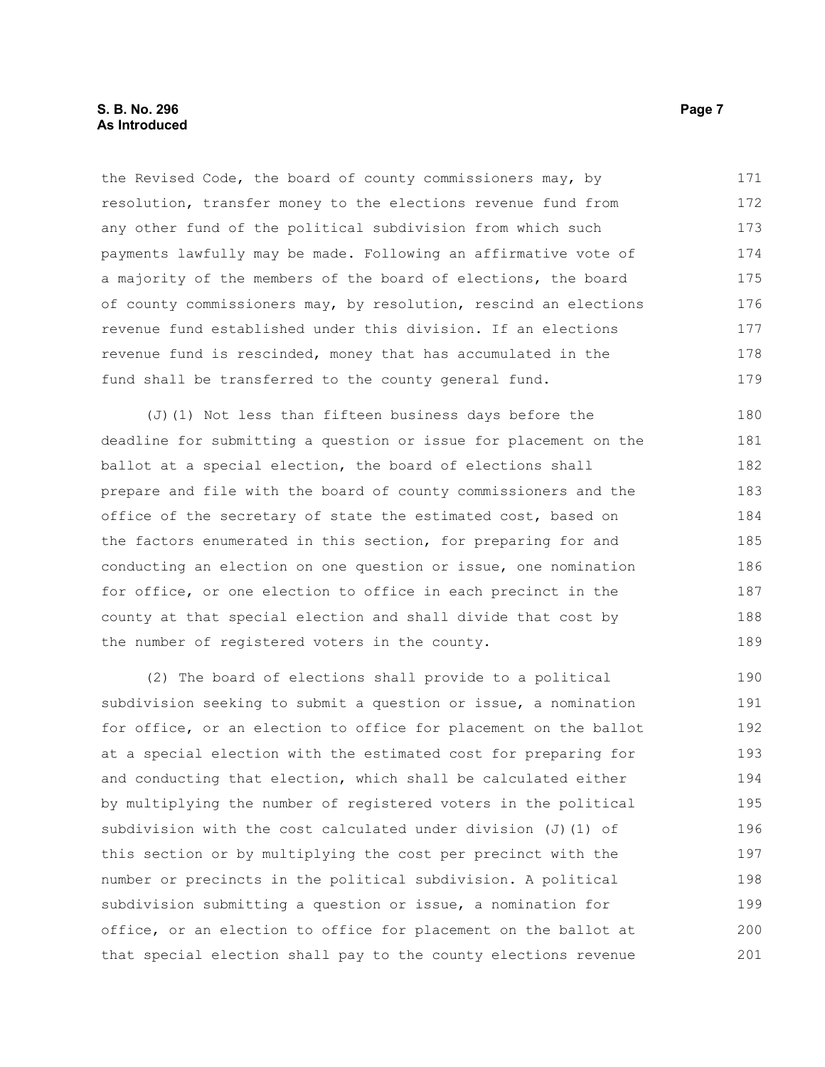the Revised Code, the board of county commissioners may, by resolution, transfer money to the elections revenue fund from any other fund of the political subdivision from which such payments lawfully may be made. Following an affirmative vote of a majority of the members of the board of elections, the board of county commissioners may, by resolution, rescind an elections revenue fund established under this division. If an elections revenue fund is rescinded, money that has accumulated in the fund shall be transferred to the county general fund.

(J)(1) Not less than fifteen business days before the deadline for submitting a question or issue for placement on the ballot at a special election, the board of elections shall prepare and file with the board of county commissioners and the office of the secretary of state the estimated cost, based on the factors enumerated in this section, for preparing for and conducting an election on one question or issue, one nomination for office, or one election to office in each precinct in the county at that special election and shall divide that cost by the number of registered voters in the county.

(2) The board of elections shall provide to a political subdivision seeking to submit a question or issue, a nomination for office, or an election to office for placement on the ballot at a special election with the estimated cost for preparing for and conducting that election, which shall be calculated either by multiplying the number of registered voters in the political subdivision with the cost calculated under division (J)(1) of this section or by multiplying the cost per precinct with the number or precincts in the political subdivision. A political subdivision submitting a question or issue, a nomination for office, or an election to office for placement on the ballot at that special election shall pay to the county elections revenue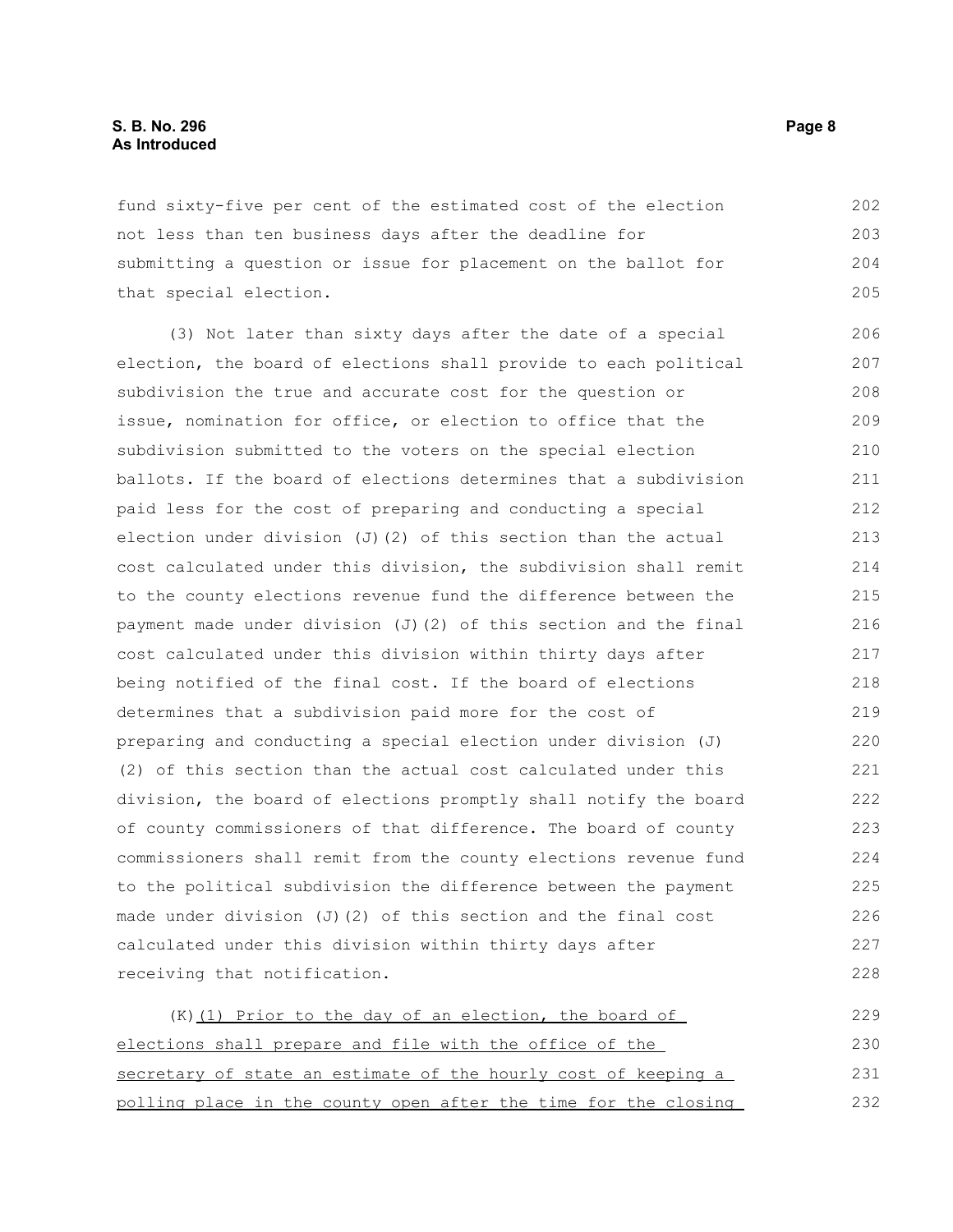fund sixty-five per cent of the estimated cost of the election not less than ten business days after the deadline for submitting a question or issue for placement on the ballot for that special election.

(3) Not later than sixty days after the date of a special election, the board of elections shall provide to each political subdivision the true and accurate cost for the question or issue, nomination for office, or election to office that the subdivision submitted to the voters on the special election ballots. If the board of elections determines that a subdivision paid less for the cost of preparing and conducting a special election under division (J)(2) of this section than the actual cost calculated under this division, the subdivision shall remit to the county elections revenue fund the difference between the payment made under division (J)(2) of this section and the final cost calculated under this division within thirty days after being notified of the final cost. If the board of elections determines that a subdivision paid more for the cost of preparing and conducting a special election under division (J)(2) of this section than the actual cost calculated under this division, the board of elections promptly shall notify the board of county commissioners of that difference. The board of county commissioners shall remit from the county elections revenue fund to the political subdivision the difference between the payment made under division (J)(2) of this section and the final cost calculated under this division within thirty days after receiving that notification.

(K)<u>(1) Prior to the day of an election, the board of elections shall prepare and file with the office of the secretary of state an estimate of the hourly cost of keeping a polling place in the county open after the time for the closing</u>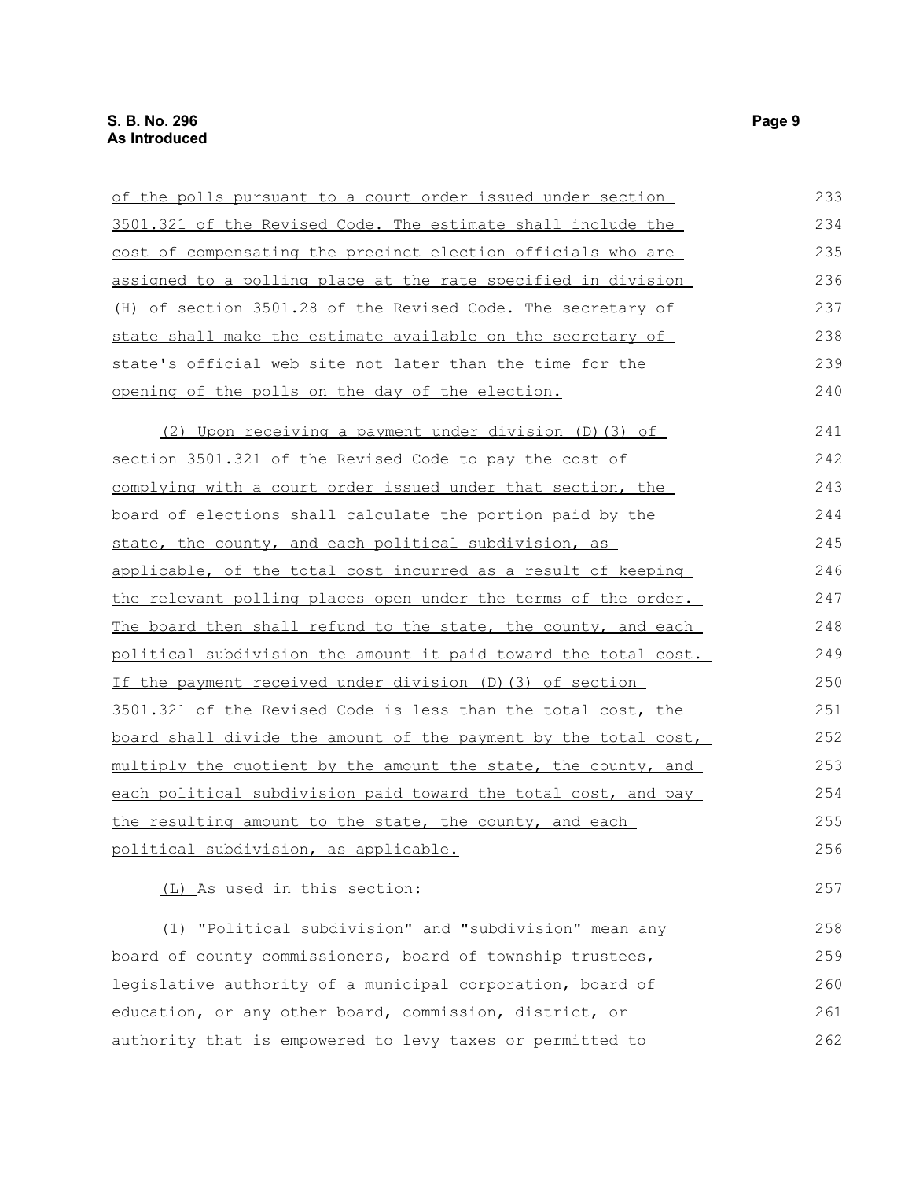of the polls pursuant to a court order issued under section 3501.321 of the Revised Code. The estimate shall include the cost of compensating the precinct election officials who are assigned to a polling place at the rate specified in division (H) of section 3501.28 of the Revised Code. The secretary of state shall make the estimate available on the secretary of state's official web site not later than the time for the opening of the polls on the day of the election.

(2) Upon receiving a payment under division (D)(3) of section 3501.321 of the Revised Code to pay the cost of complying with a court order issued under that section, the board of elections shall calculate the portion paid by the state, the county, and each political subdivision, as applicable, of the total cost incurred as a result of keeping the relevant polling places open under the terms of the order. The board then shall refund to the state, the county, and each political subdivision the amount it paid toward the total cost. If the payment received under division (D)(3) of section 3501.321 of the Revised Code is less than the total cost, the board shall divide the amount of the payment by the total cost, multiply the quotient by the amount the state, the county, and each political subdivision paid toward the total cost, and pay the resulting amount to the state, the county, and each political subdivision, as applicable.

(L) As used in this section:

(1) "Political subdivision" and "subdivision" mean any board of county commissioners, board of township trustees, legislative authority of a municipal corporation, board of education, or any other board, commission, district, or authority that is empowered to levy taxes or permitted to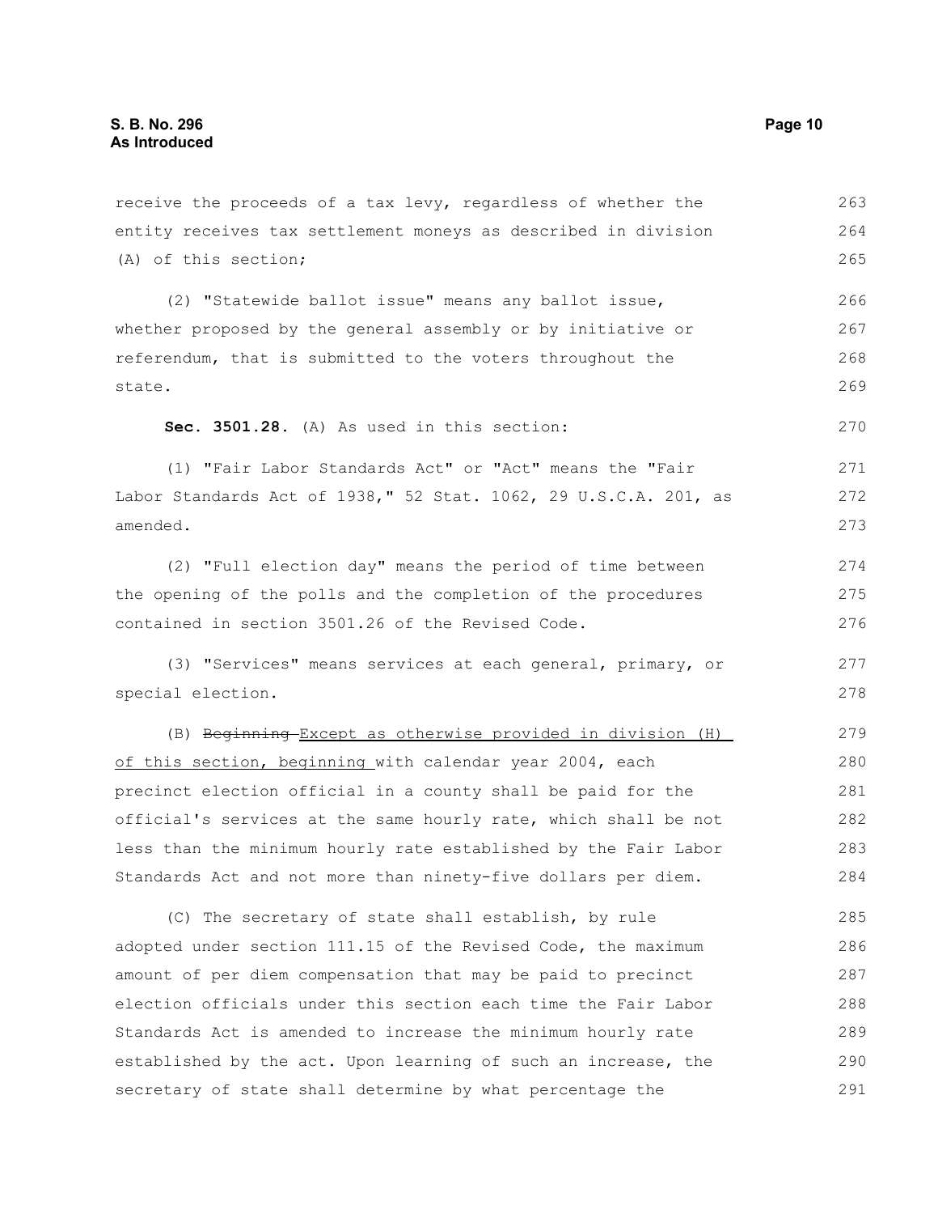receive the proceeds of a tax levy, regardless of whether the entity receives tax settlement moneys as described in division (A) of this section;

(2) "Statewide ballot issue" means any ballot issue, whether proposed by the general assembly or by initiative or referendum, that is submitted to the voters throughout the state.

**Sec. 3501.28.** (A) As used in this section:

(1) "Fair Labor Standards Act" or "Act" means the "Fair Labor Standards Act of 1938," 52 Stat. 1062, 29 U.S.C.A. 201, as amended.

(2) "Full election day" means the period of time between the opening of the polls and the completion of the procedures contained in section 3501.26 of the Revised Code.

(3) "Services" means services at each general, primary, or special election.

(B) ~~Beginning~~ Except as otherwise provided in division (H) of this section, beginning with calendar year 2004, each precinct election official in a county shall be paid for the official's services at the same hourly rate, which shall be not less than the minimum hourly rate established by the Fair Labor Standards Act and not more than ninety-five dollars per diem.

(C) The secretary of state shall establish, by rule adopted under section 111.15 of the Revised Code, the maximum amount of per diem compensation that may be paid to precinct election officials under this section each time the Fair Labor Standards Act is amended to increase the minimum hourly rate established by the act. Upon learning of such an increase, the secretary of state shall determine by what percentage the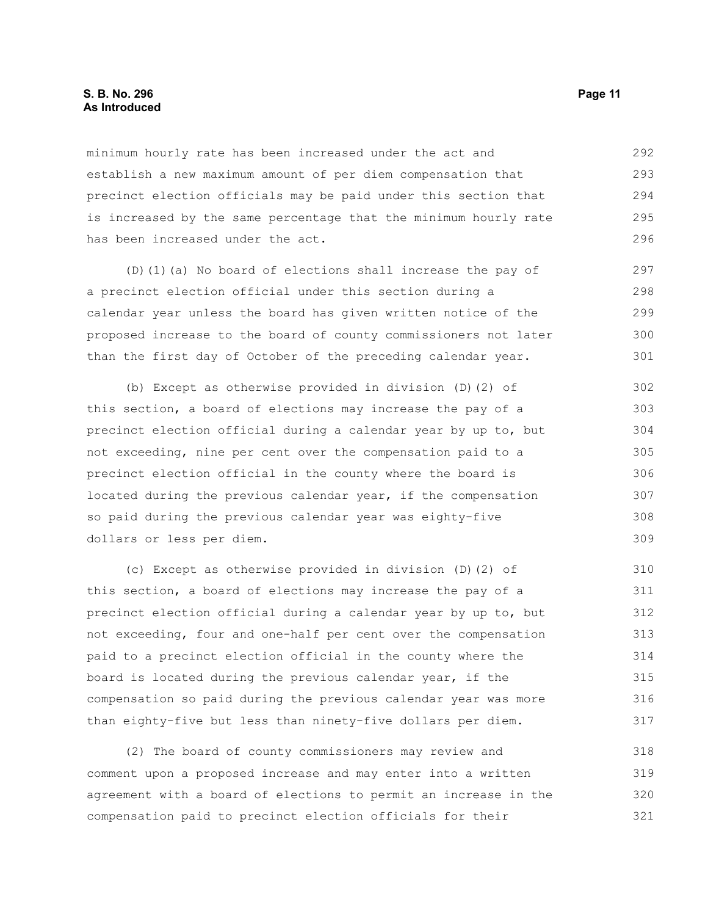minimum hourly rate has been increased under the act and establish a new maximum amount of per diem compensation that precinct election officials may be paid under this section that is increased by the same percentage that the minimum hourly rate has been increased under the act.

(D)(1)(a) No board of elections shall increase the pay of a precinct election official under this section during a calendar year unless the board has given written notice of the proposed increase to the board of county commissioners not later than the first day of October of the preceding calendar year.

(b) Except as otherwise provided in division (D)(2) of this section, a board of elections may increase the pay of a precinct election official during a calendar year by up to, but not exceeding, nine per cent over the compensation paid to a precinct election official in the county where the board is located during the previous calendar year, if the compensation so paid during the previous calendar year was eighty-five dollars or less per diem.

(c) Except as otherwise provided in division (D)(2) of this section, a board of elections may increase the pay of a precinct election official during a calendar year by up to, but not exceeding, four and one-half per cent over the compensation paid to a precinct election official in the county where the board is located during the previous calendar year, if the compensation so paid during the previous calendar year was more than eighty-five but less than ninety-five dollars per diem.

(2) The board of county commissioners may review and comment upon a proposed increase and may enter into a written agreement with a board of elections to permit an increase in the compensation paid to precinct election officials for their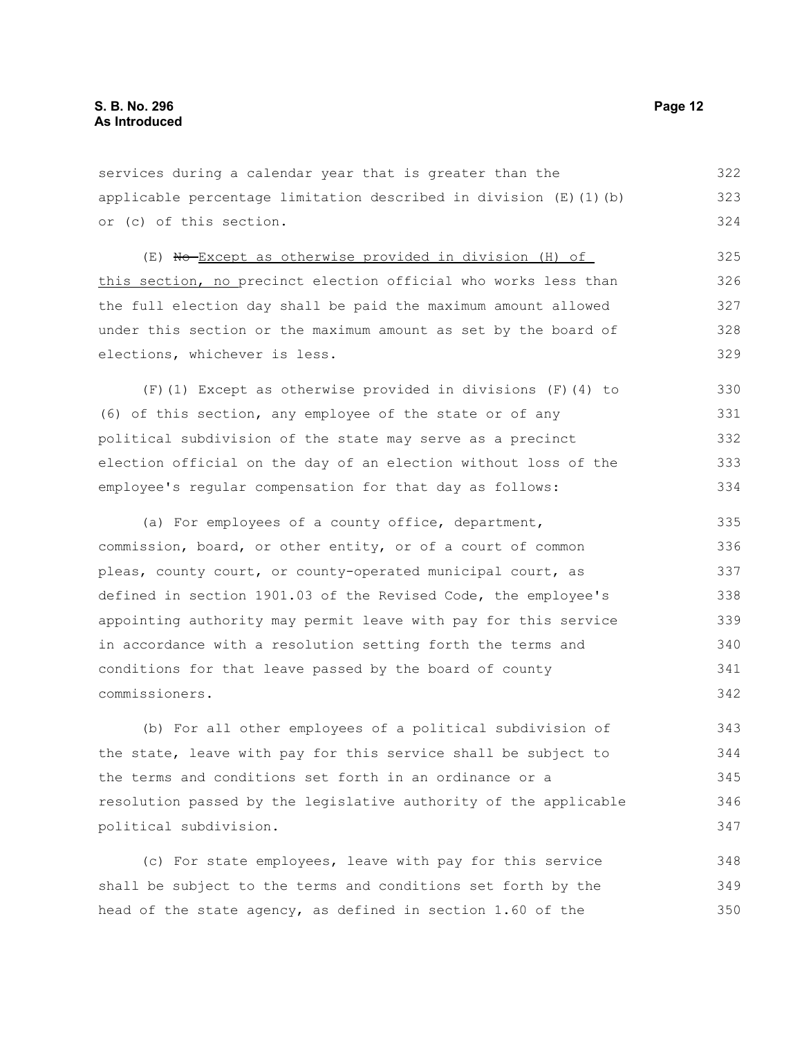services during a calendar year that is greater than the applicable percentage limitation described in division (E)(1)(b) or (c) of this section.

(E) ~~No~~ Except as otherwise provided in division (H) of this section, no precinct election official who works less than the full election day shall be paid the maximum amount allowed under this section or the maximum amount as set by the board of elections, whichever is less.

(F)(1) Except as otherwise provided in divisions (F)(4) to (6) of this section, any employee of the state or of any political subdivision of the state may serve as a precinct election official on the day of an election without loss of the employee's regular compensation for that day as follows:

(a) For employees of a county office, department, commission, board, or other entity, or of a court of common pleas, county court, or county-operated municipal court, as defined in section 1901.03 of the Revised Code, the employee's appointing authority may permit leave with pay for this service in accordance with a resolution setting forth the terms and conditions for that leave passed by the board of county commissioners.

(b) For all other employees of a political subdivision of the state, leave with pay for this service shall be subject to the terms and conditions set forth in an ordinance or a resolution passed by the legislative authority of the applicable political subdivision.

(c) For state employees, leave with pay for this service shall be subject to the terms and conditions set forth by the head of the state agency, as defined in section 1.60 of the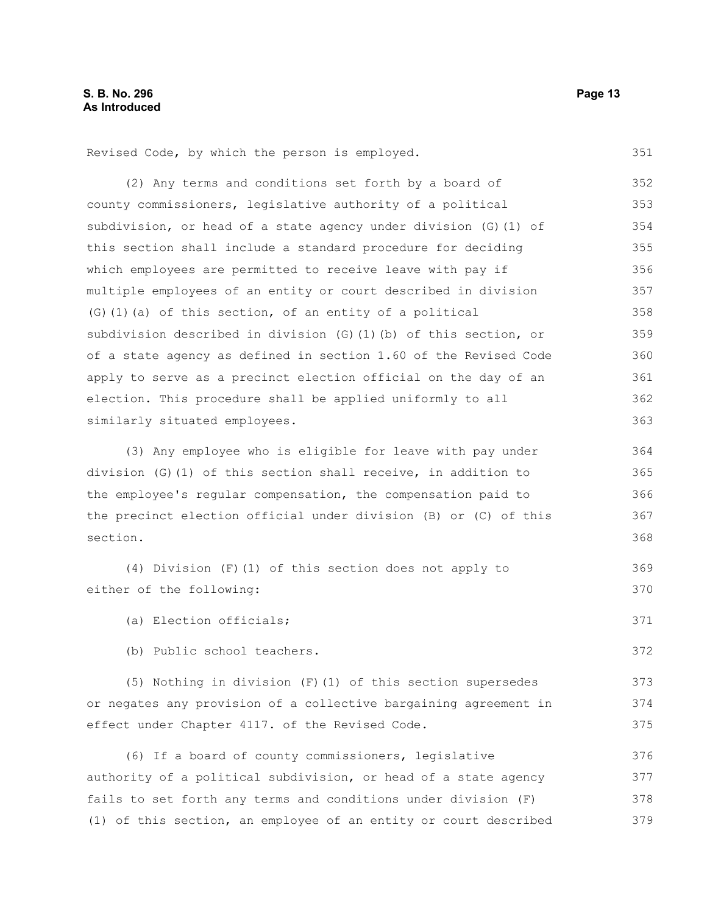Revised Code, by which the person is employed.

(2) Any terms and conditions set forth by a board of county commissioners, legislative authority of a political subdivision, or head of a state agency under division (G)(1) of this section shall include a standard procedure for deciding which employees are permitted to receive leave with pay if multiple employees of an entity or court described in division (G)(1)(a) of this section, of an entity of a political subdivision described in division (G)(1)(b) of this section, or of a state agency as defined in section 1.60 of the Revised Code apply to serve as a precinct election official on the day of an election. This procedure shall be applied uniformly to all similarly situated employees.

(3) Any employee who is eligible for leave with pay under division (G)(1) of this section shall receive, in addition to the employee's regular compensation, the compensation paid to the precinct election official under division (B) or (C) of this section.

(4) Division (F)(1) of this section does not apply to either of the following:

(a) Election officials;

(b) Public school teachers.

(5) Nothing in division (F)(1) of this section supersedes or negates any provision of a collective bargaining agreement in effect under Chapter 4117. of the Revised Code.

(6) If a board of county commissioners, legislative authority of a political subdivision, or head of a state agency fails to set forth any terms and conditions under division (F)(1) of this section, an employee of an entity or court described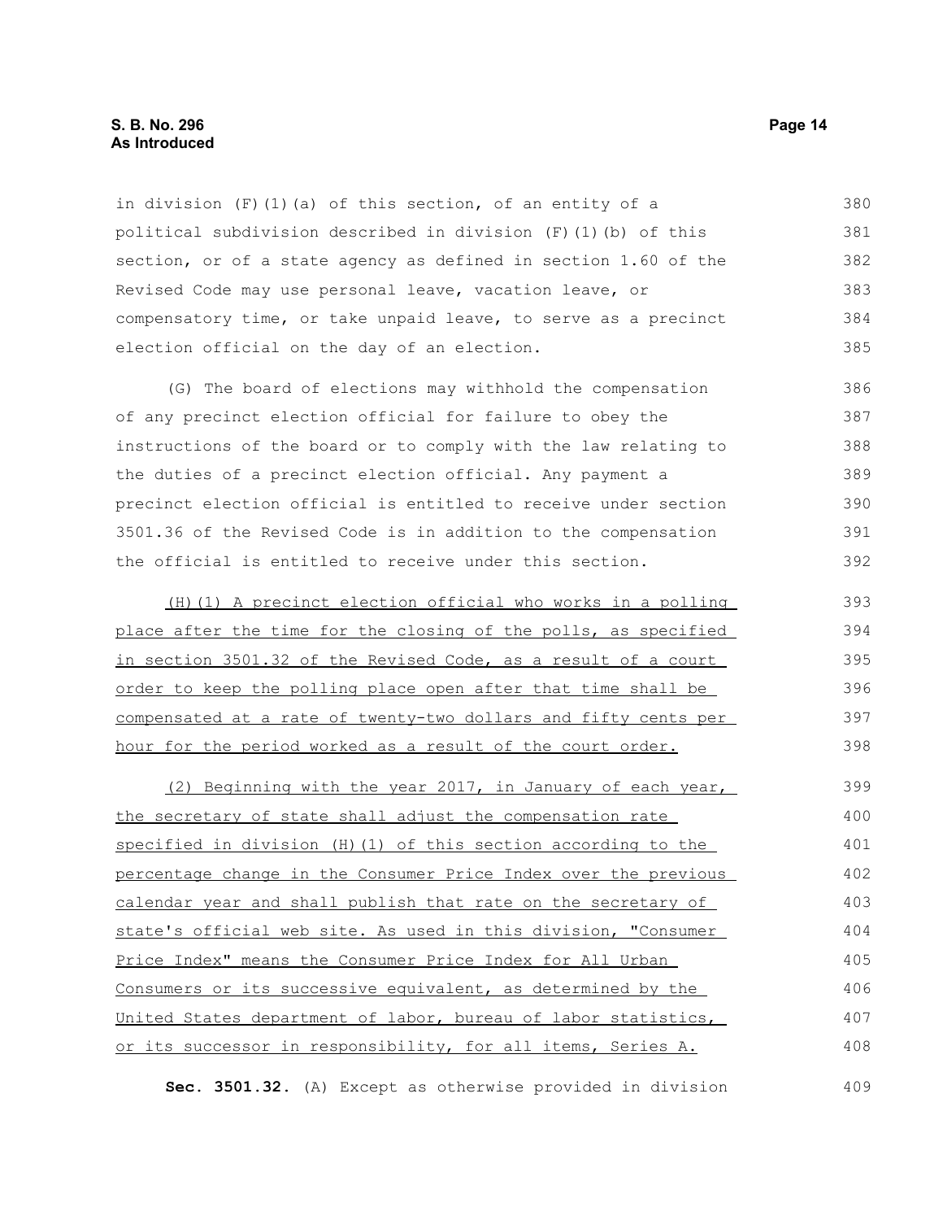in division (F)(1)(a) of this section, of an entity of a political subdivision described in division (F)(1)(b) of this section, or of a state agency as defined in section 1.60 of the Revised Code may use personal leave, vacation leave, or compensatory time, or take unpaid leave, to serve as a precinct election official on the day of an election.

(G) The board of elections may withhold the compensation of any precinct election official for failure to obey the instructions of the board or to comply with the law relating to the duties of a precinct election official. Any payment a precinct election official is entitled to receive under section 3501.36 of the Revised Code is in addition to the compensation the official is entitled to receive under this section.

(H)(1) A precinct election official who works in a polling place after the time for the closing of the polls, as specified in section 3501.32 of the Revised Code, as a result of a court order to keep the polling place open after that time shall be compensated at a rate of twenty-two dollars and fifty cents per hour for the period worked as a result of the court order.

(2) Beginning with the year 2017, in January of each year, the secretary of state shall adjust the compensation rate specified in division (H)(1) of this section according to the percentage change in the Consumer Price Index over the previous calendar year and shall publish that rate on the secretary of state's official web site. As used in this division, "Consumer Price Index" means the Consumer Price Index for All Urban Consumers or its successive equivalent, as determined by the United States department of labor, bureau of labor statistics, or its successor in responsibility, for all items, Series A.

**Sec. 3501.32.** (A) Except as otherwise provided in division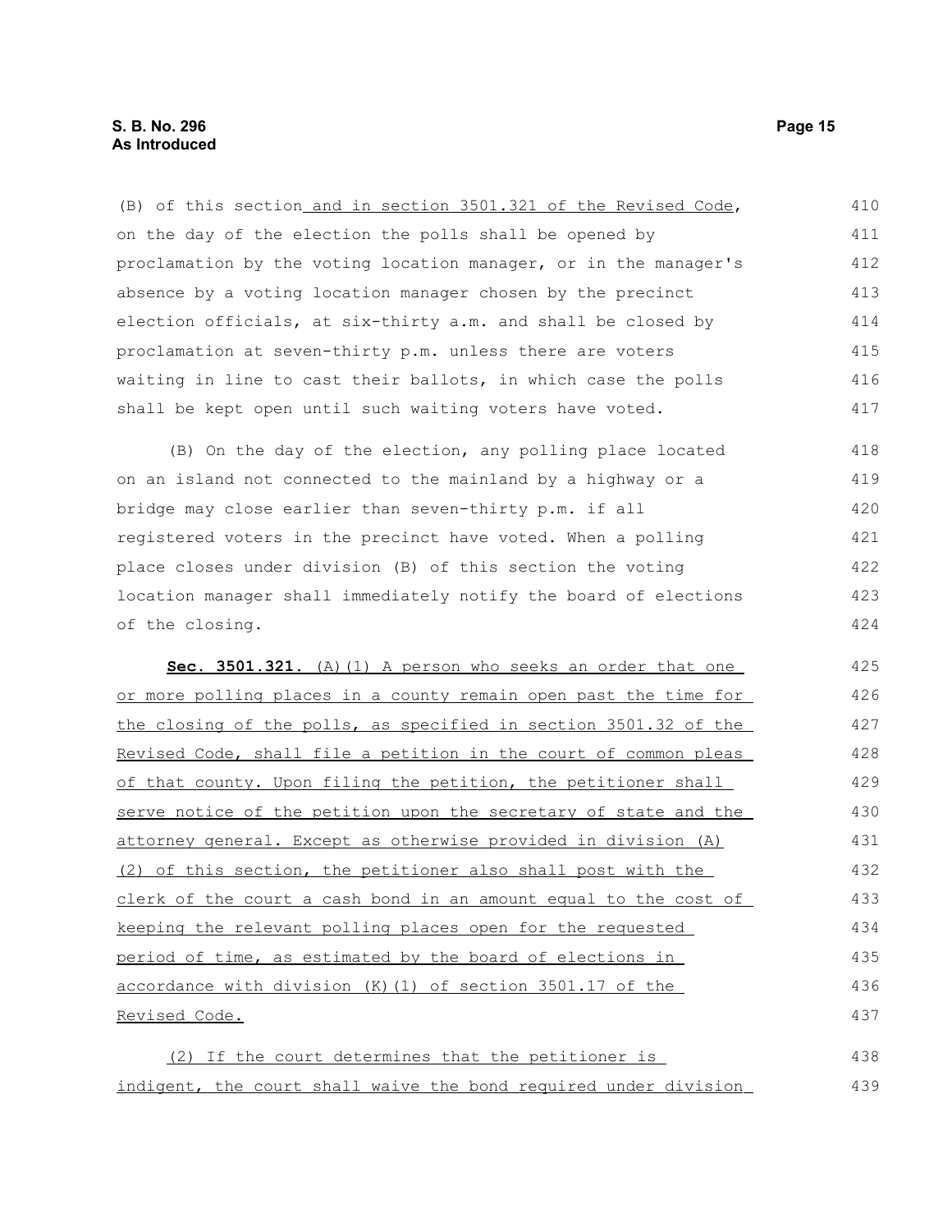(B) of this section and in section 3501.321 of the Revised Code, on the day of the election the polls shall be opened by proclamation by the voting location manager, or in the manager's absence by a voting location manager chosen by the precinct election officials, at six-thirty a.m. and shall be closed by proclamation at seven-thirty p.m. unless there are voters waiting in line to cast their ballots, in which case the polls shall be kept open until such waiting voters have voted.

(B) On the day of the election, any polling place located on an island not connected to the mainland by a highway or a bridge may close earlier than seven-thirty p.m. if all registered voters in the precinct have voted. When a polling place closes under division (B) of this section the voting location manager shall immediately notify the board of elections of the closing.

**Sec. 3501.321.** (A)(1) A person who seeks an order that one or more polling places in a county remain open past the time for the closing of the polls, as specified in section 3501.32 of the Revised Code, shall file a petition in the court of common pleas of that county. Upon filing the petition, the petitioner shall serve notice of the petition upon the secretary of state and the attorney general. Except as otherwise provided in division (A)(2) of this section, the petitioner also shall post with the clerk of the court a cash bond in an amount equal to the cost of keeping the relevant polling places open for the requested period of time, as estimated by the board of elections in accordance with division (K)(1) of section 3501.17 of the Revised Code.

(2) If the court determines that the petitioner is indigent, the court shall waive the bond required under division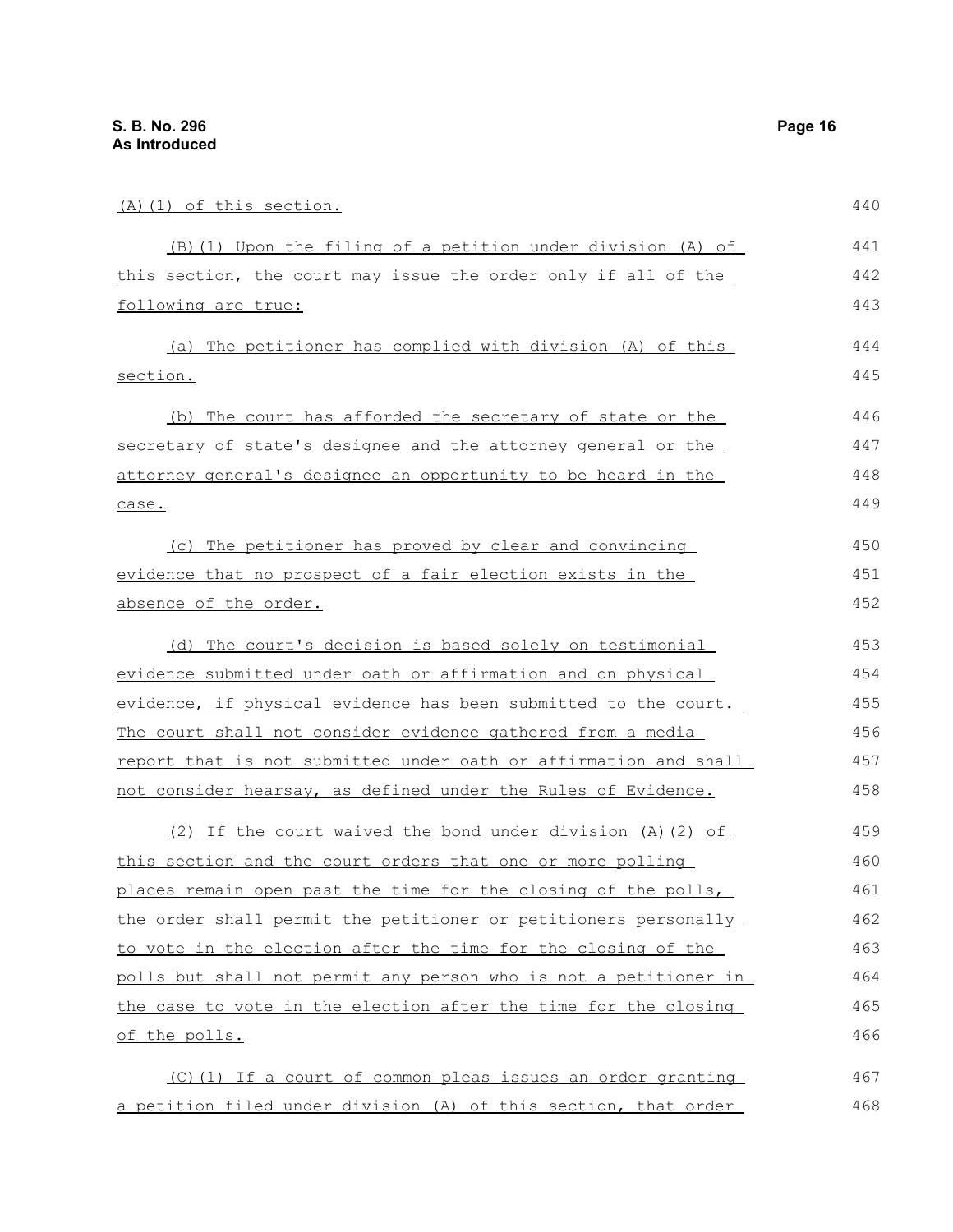(A)(1) of this section.

(B)(1) Upon the filing of a petition under division (A) of this section, the court may issue the order only if all of the following are true:

(a) The petitioner has complied with division (A) of this section.

(b) The court has afforded the secretary of state or the secretary of state's designee and the attorney general or the attorney general's designee an opportunity to be heard in the case.

(c) The petitioner has proved by clear and convincing evidence that no prospect of a fair election exists in the absence of the order.

(d) The court's decision is based solely on testimonial evidence submitted under oath or affirmation and on physical evidence, if physical evidence has been submitted to the court. The court shall not consider evidence gathered from a media report that is not submitted under oath or affirmation and shall not consider hearsay, as defined under the Rules of Evidence.

(2) If the court waived the bond under division (A)(2) of this section and the court orders that one or more polling places remain open past the time for the closing of the polls, the order shall permit the petitioner or petitioners personally to vote in the election after the time for the closing of the polls but shall not permit any person who is not a petitioner in the case to vote in the election after the time for the closing of the polls.

(C)(1) If a court of common pleas issues an order granting a petition filed under division (A) of this section, that order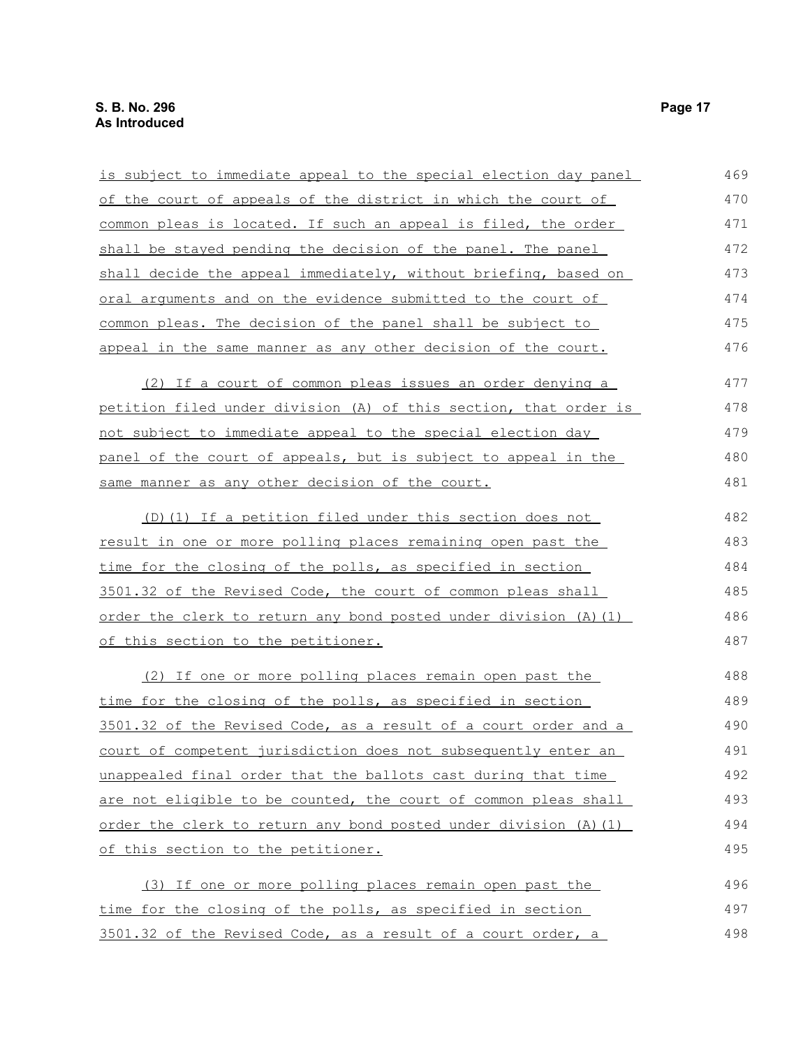is subject to immediate appeal to the special election day panel of the court of appeals of the district in which the court of common pleas is located. If such an appeal is filed, the order shall be stayed pending the decision of the panel. The panel shall decide the appeal immediately, without briefing, based on oral arguments and on the evidence submitted to the court of common pleas. The decision of the panel shall be subject to appeal in the same manner as any other decision of the court.

(2) If a court of common pleas issues an order denying a petition filed under division (A) of this section, that order is not subject to immediate appeal to the special election day panel of the court of appeals, but is subject to appeal in the same manner as any other decision of the court.

(D)(1) If a petition filed under this section does not result in one or more polling places remaining open past the time for the closing of the polls, as specified in section 3501.32 of the Revised Code, the court of common pleas shall order the clerk to return any bond posted under division (A)(1) of this section to the petitioner.

(2) If one or more polling places remain open past the time for the closing of the polls, as specified in section 3501.32 of the Revised Code, as a result of a court order and a court of competent jurisdiction does not subsequently enter an unappealed final order that the ballots cast during that time are not eligible to be counted, the court of common pleas shall order the clerk to return any bond posted under division (A)(1) of this section to the petitioner.

(3) If one or more polling places remain open past the time for the closing of the polls, as specified in section 3501.32 of the Revised Code, as a result of a court order, a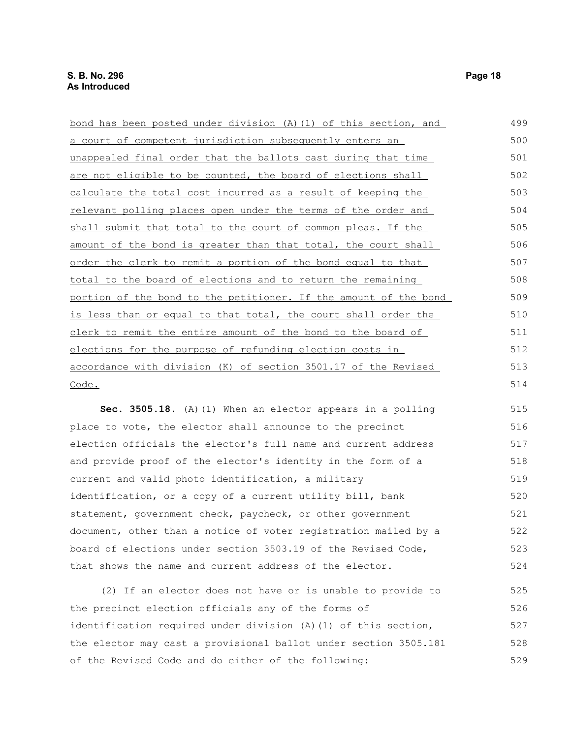bond has been posted under division (A)(1) of this section, and a court of competent jurisdiction subsequently enters an unappealed final order that the ballots cast during that time are not eligible to be counted, the board of elections shall calculate the total cost incurred as a result of keeping the relevant polling places open under the terms of the order and shall submit that total to the court of common pleas. If the amount of the bond is greater than that total, the court shall order the clerk to remit a portion of the bond equal to that total to the board of elections and to return the remaining portion of the bond to the petitioner. If the amount of the bond is less than or equal to that total, the court shall order the clerk to remit the entire amount of the bond to the board of elections for the purpose of refunding election costs in accordance with division (K) of section 3501.17 of the Revised Code.

**Sec. 3505.18.** (A)(1) When an elector appears in a polling place to vote, the elector shall announce to the precinct election officials the elector's full name and current address and provide proof of the elector's identity in the form of a current and valid photo identification, a military identification, or a copy of a current utility bill, bank statement, government check, paycheck, or other government document, other than a notice of voter registration mailed by a board of elections under section 3503.19 of the Revised Code, that shows the name and current address of the elector.

(2) If an elector does not have or is unable to provide to the precinct election officials any of the forms of identification required under division (A)(1) of this section, the elector may cast a provisional ballot under section 3505.181 of the Revised Code and do either of the following: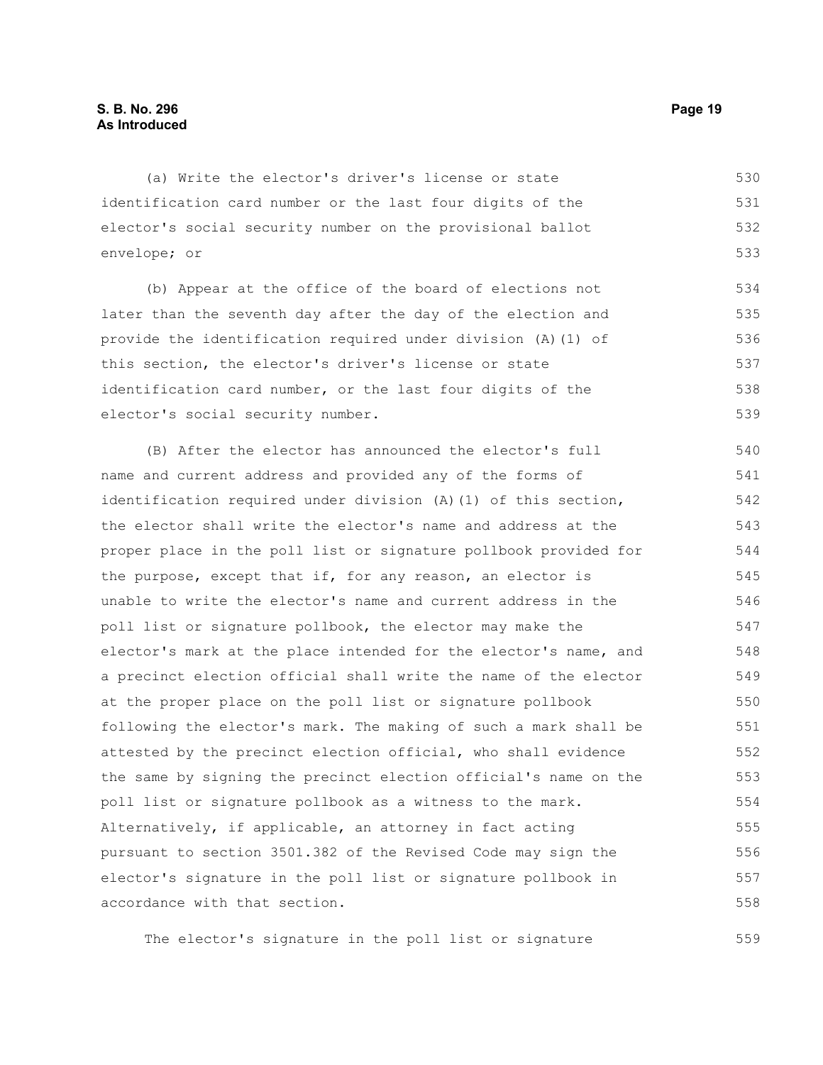(a) Write the elector's driver's license or state identification card number or the last four digits of the elector's social security number on the provisional ballot envelope; or

(b) Appear at the office of the board of elections not later than the seventh day after the day of the election and provide the identification required under division (A)(1) of this section, the elector's driver's license or state identification card number, or the last four digits of the elector's social security number.

(B) After the elector has announced the elector's full name and current address and provided any of the forms of identification required under division (A)(1) of this section, the elector shall write the elector's name and address at the proper place in the poll list or signature pollbook provided for the purpose, except that if, for any reason, an elector is unable to write the elector's name and current address in the poll list or signature pollbook, the elector may make the elector's mark at the place intended for the elector's name, and a precinct election official shall write the name of the elector at the proper place on the poll list or signature pollbook following the elector's mark. The making of such a mark shall be attested by the precinct election official, who shall evidence the same by signing the precinct election official's name on the poll list or signature pollbook as a witness to the mark. Alternatively, if applicable, an attorney in fact acting pursuant to section 3501.382 of the Revised Code may sign the elector's signature in the poll list or signature pollbook in accordance with that section.

The elector's signature in the poll list or signature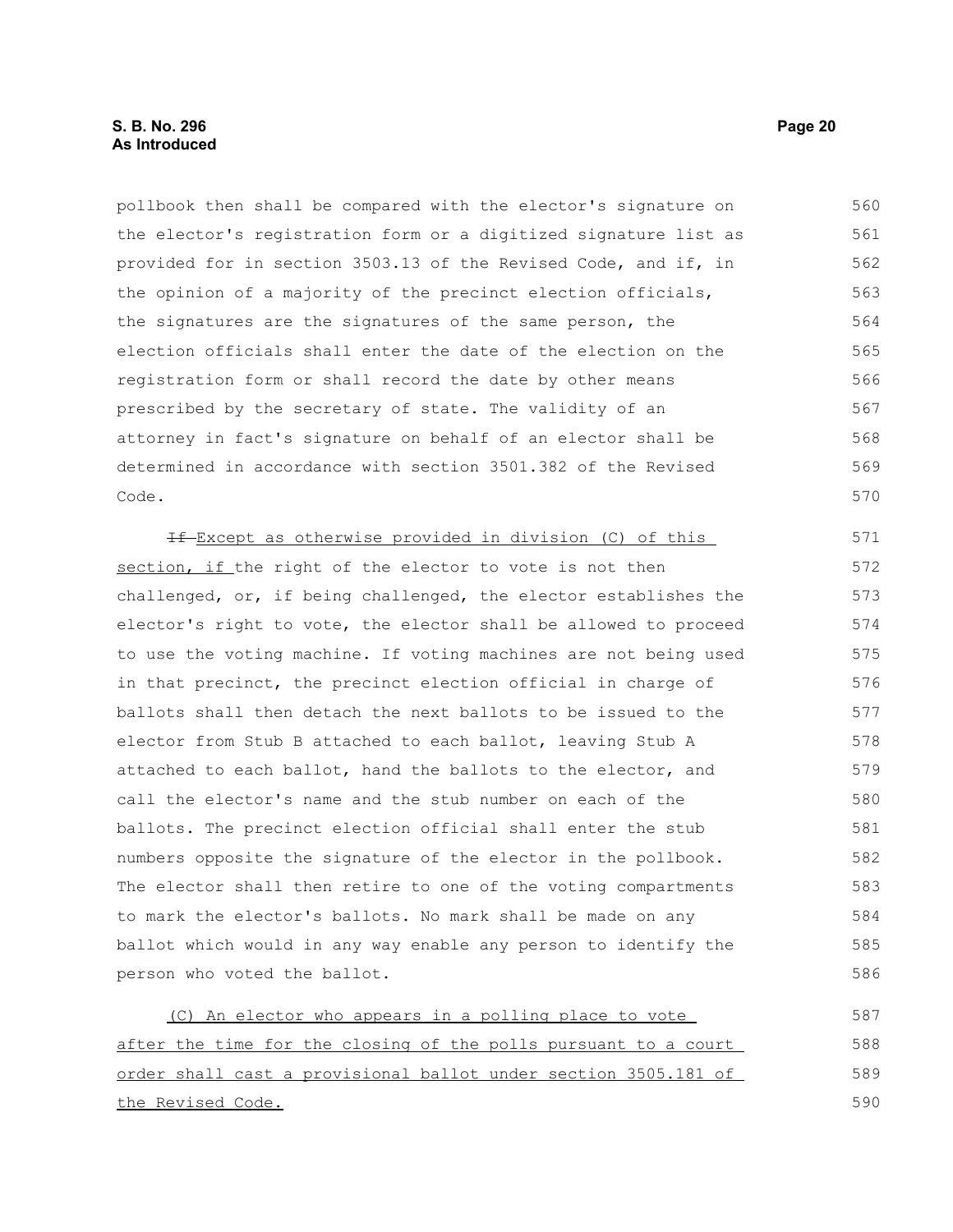pollbook then shall be compared with the elector's signature on the elector's registration form or a digitized signature list as provided for in section 3503.13 of the Revised Code, and if, in the opinion of a majority of the precinct election officials, the signatures are the signatures of the same person, the election officials shall enter the date of the election on the registration form or shall record the date by other means prescribed by the secretary of state. The validity of an attorney in fact's signature on behalf of an elector shall be determined in accordance with section 3501.382 of the Revised Code.

~~If~~ Except as otherwise provided in division (C) of this section, if the right of the elector to vote is not then challenged, or, if being challenged, the elector establishes the elector's right to vote, the elector shall be allowed to proceed to use the voting machine. If voting machines are not being used in that precinct, the precinct election official in charge of ballots shall then detach the next ballots to be issued to the elector from Stub B attached to each ballot, leaving Stub A attached to each ballot, hand the ballots to the elector, and call the elector's name and the stub number on each of the ballots. The precinct election official shall enter the stub numbers opposite the signature of the elector in the pollbook. The elector shall then retire to one of the voting compartments to mark the elector's ballots. No mark shall be made on any ballot which would in any way enable any person to identify the person who voted the ballot.

(C) An elector who appears in a polling place to vote after the time for the closing of the polls pursuant to a court order shall cast a provisional ballot under section 3505.181 of the Revised Code.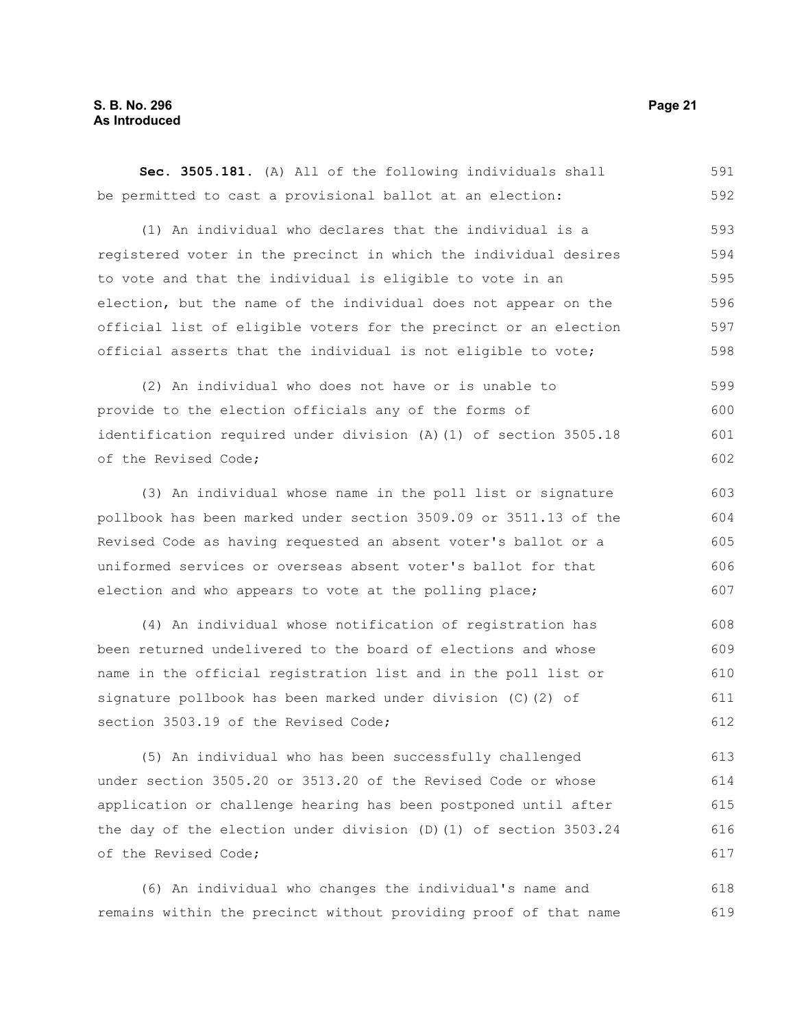**Sec. 3505.181.** (A) All of the following individuals shall be permitted to cast a provisional ballot at an election:

(1) An individual who declares that the individual is a registered voter in the precinct in which the individual desires to vote and that the individual is eligible to vote in an election, but the name of the individual does not appear on the official list of eligible voters for the precinct or an election official asserts that the individual is not eligible to vote;

(2) An individual who does not have or is unable to provide to the election officials any of the forms of identification required under division (A)(1) of section 3505.18 of the Revised Code;

(3) An individual whose name in the poll list or signature pollbook has been marked under section 3509.09 or 3511.13 of the Revised Code as having requested an absent voter's ballot or a uniformed services or overseas absent voter's ballot for that election and who appears to vote at the polling place;

(4) An individual whose notification of registration has been returned undelivered to the board of elections and whose name in the official registration list and in the poll list or signature pollbook has been marked under division (C)(2) of section 3503.19 of the Revised Code;

(5) An individual who has been successfully challenged under section 3505.20 or 3513.20 of the Revised Code or whose application or challenge hearing has been postponed until after the day of the election under division (D)(1) of section 3503.24 of the Revised Code;

(6) An individual who changes the individual's name and remains within the precinct without providing proof of that name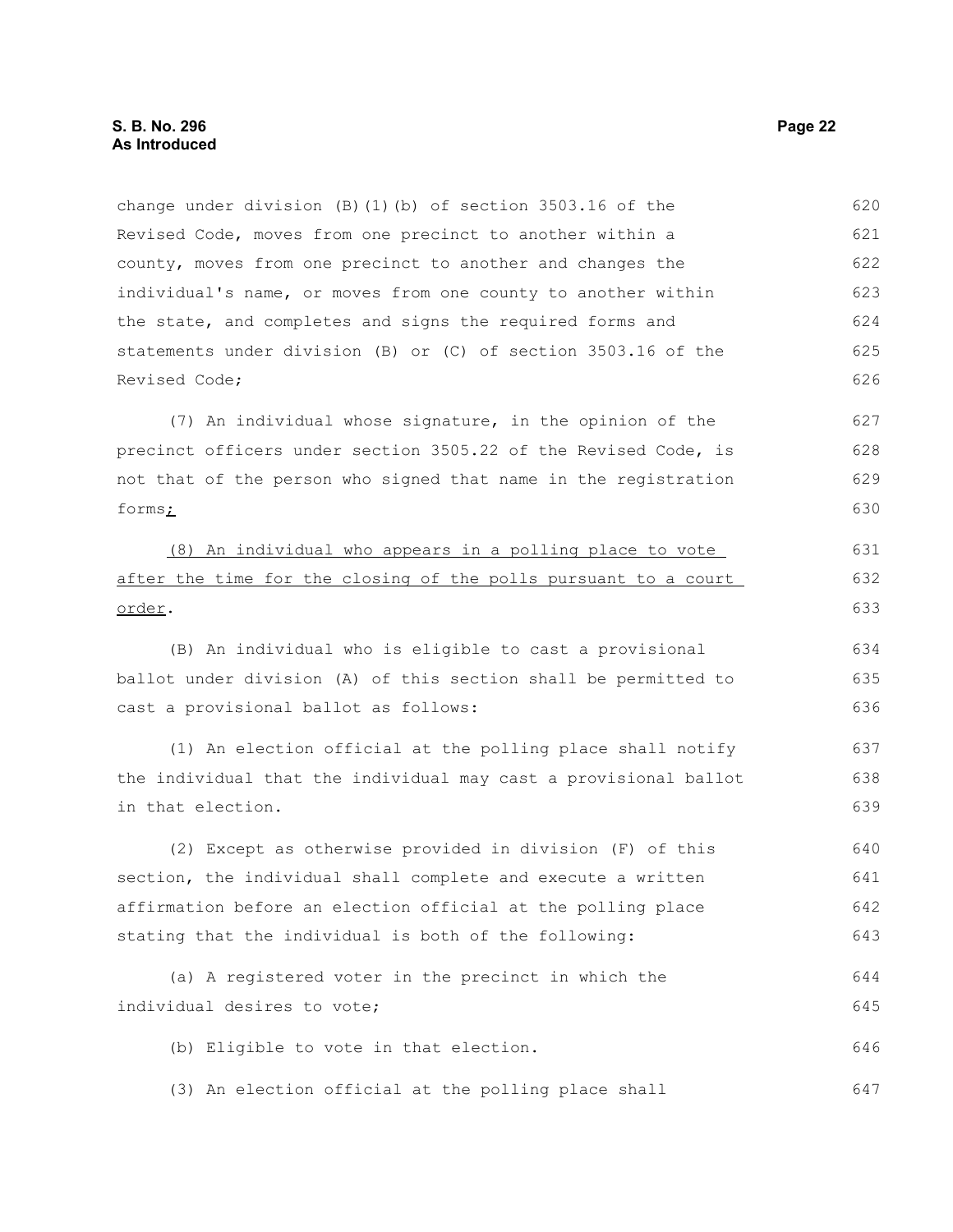change under division (B)(1)(b) of section 3503.16 of the Revised Code, moves from one precinct to another within a county, moves from one precinct to another and changes the individual's name, or moves from one county to another within the state, and completes and signs the required forms and statements under division (B) or (C) of section 3503.16 of the Revised Code;

(7) An individual whose signature, in the opinion of the precinct officers under section 3505.22 of the Revised Code, is not that of the person who signed that name in the registration forms;

(8) An individual who appears in a polling place to vote after the time for the closing of the polls pursuant to a court order.

(B) An individual who is eligible to cast a provisional ballot under division (A) of this section shall be permitted to cast a provisional ballot as follows:

(1) An election official at the polling place shall notify the individual that the individual may cast a provisional ballot in that election.

(2) Except as otherwise provided in division (F) of this section, the individual shall complete and execute a written affirmation before an election official at the polling place stating that the individual is both of the following:

(a) A registered voter in the precinct in which the individual desires to vote;

(b) Eligible to vote in that election.

(3) An election official at the polling place shall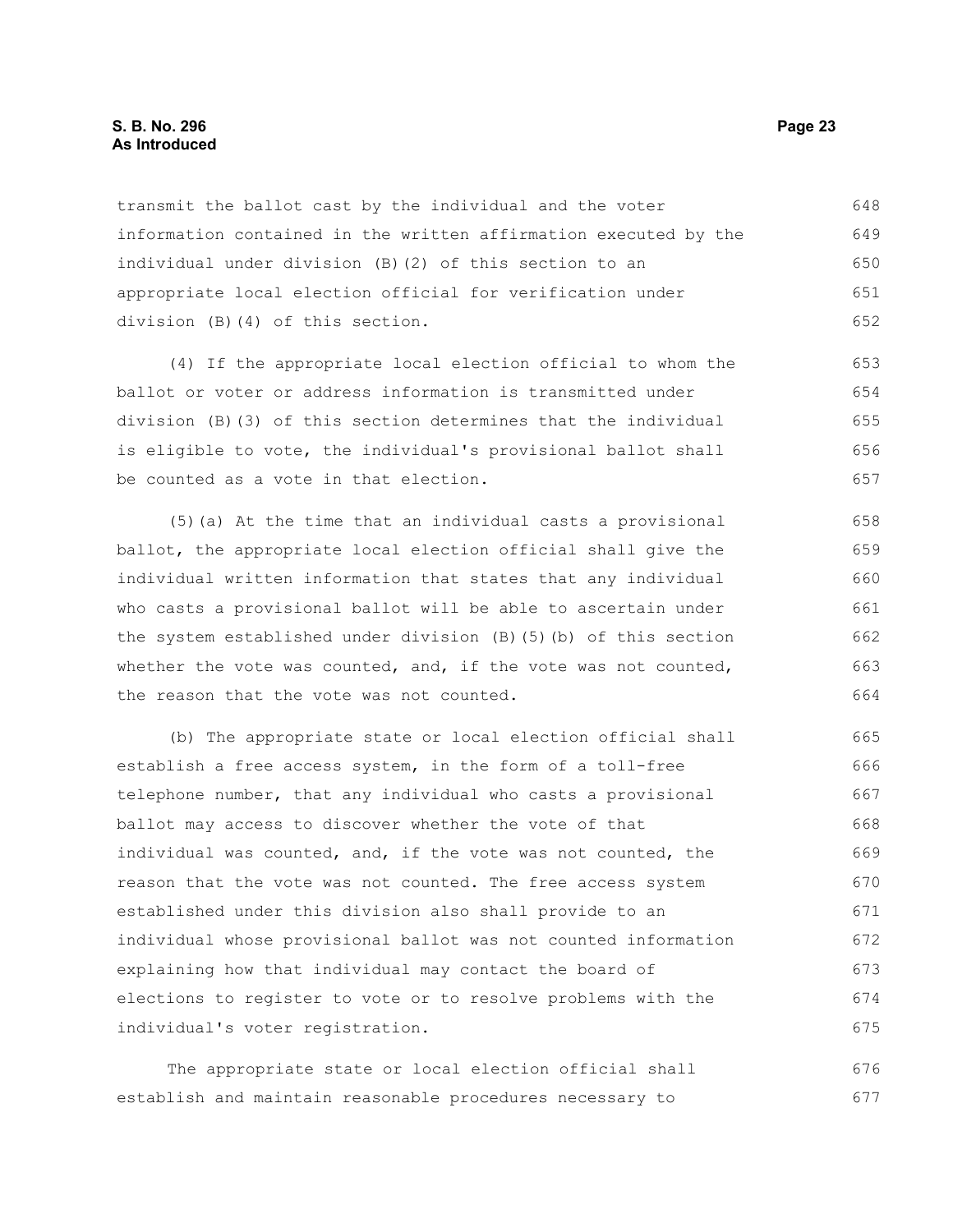transmit the ballot cast by the individual and the voter information contained in the written affirmation executed by the individual under division (B)(2) of this section to an appropriate local election official for verification under division (B)(4) of this section.

(4) If the appropriate local election official to whom the ballot or voter or address information is transmitted under division (B)(3) of this section determines that the individual is eligible to vote, the individual's provisional ballot shall be counted as a vote in that election.

(5)(a) At the time that an individual casts a provisional ballot, the appropriate local election official shall give the individual written information that states that any individual who casts a provisional ballot will be able to ascertain under the system established under division (B)(5)(b) of this section whether the vote was counted, and, if the vote was not counted, the reason that the vote was not counted.

(b) The appropriate state or local election official shall establish a free access system, in the form of a toll-free telephone number, that any individual who casts a provisional ballot may access to discover whether the vote of that individual was counted, and, if the vote was not counted, the reason that the vote was not counted. The free access system established under this division also shall provide to an individual whose provisional ballot was not counted information explaining how that individual may contact the board of elections to register to vote or to resolve problems with the individual's voter registration.

The appropriate state or local election official shall establish and maintain reasonable procedures necessary to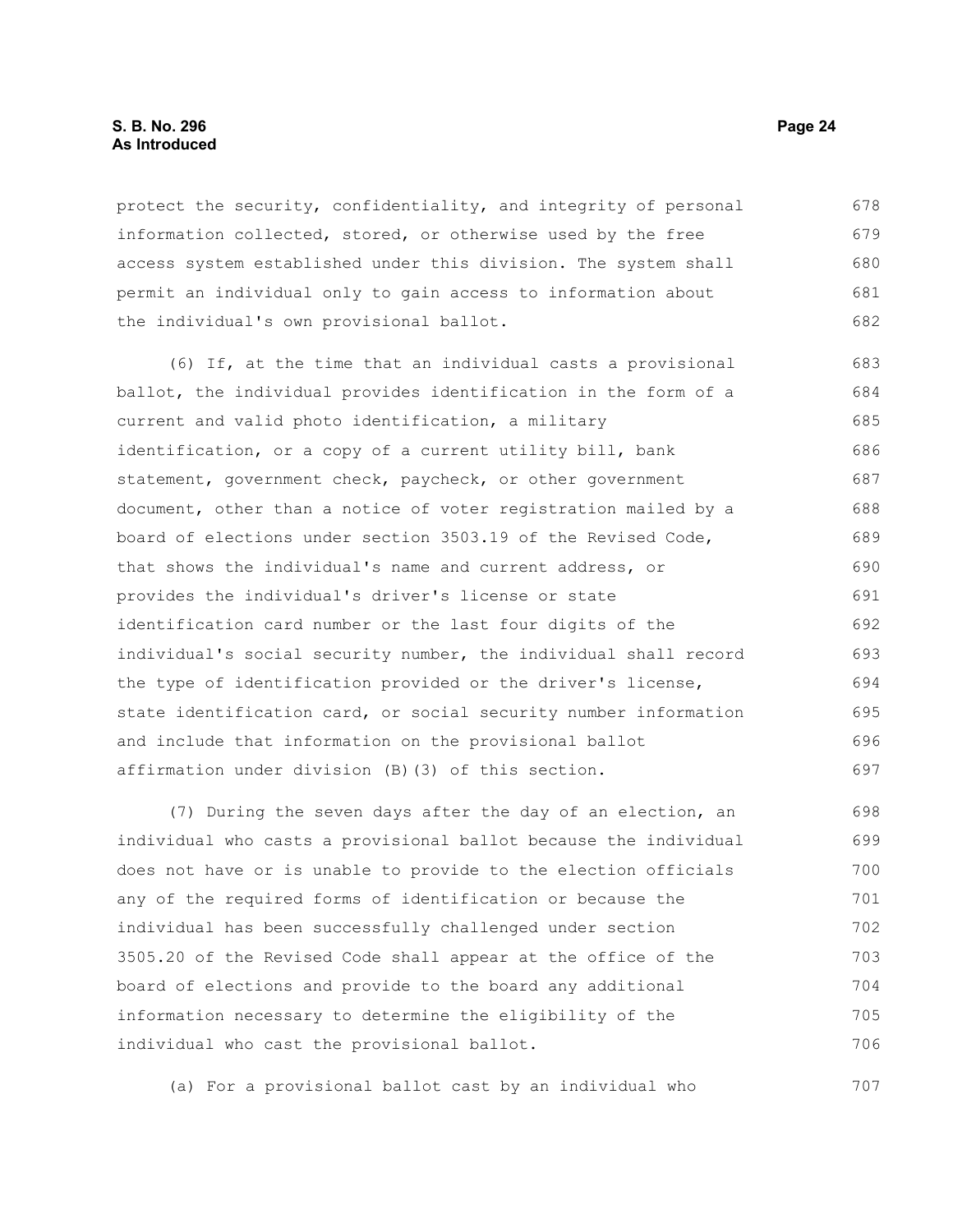protect the security, confidentiality, and integrity of personal information collected, stored, or otherwise used by the free access system established under this division. The system shall permit an individual only to gain access to information about the individual's own provisional ballot.

(6) If, at the time that an individual casts a provisional ballot, the individual provides identification in the form of a current and valid photo identification, a military identification, or a copy of a current utility bill, bank statement, government check, paycheck, or other government document, other than a notice of voter registration mailed by a board of elections under section 3503.19 of the Revised Code, that shows the individual's name and current address, or provides the individual's driver's license or state identification card number or the last four digits of the individual's social security number, the individual shall record the type of identification provided or the driver's license, state identification card, or social security number information and include that information on the provisional ballot affirmation under division (B)(3) of this section.

(7) During the seven days after the day of an election, an individual who casts a provisional ballot because the individual does not have or is unable to provide to the election officials any of the required forms of identification or because the individual has been successfully challenged under section 3505.20 of the Revised Code shall appear at the office of the board of elections and provide to the board any additional information necessary to determine the eligibility of the individual who cast the provisional ballot.

(a) For a provisional ballot cast by an individual who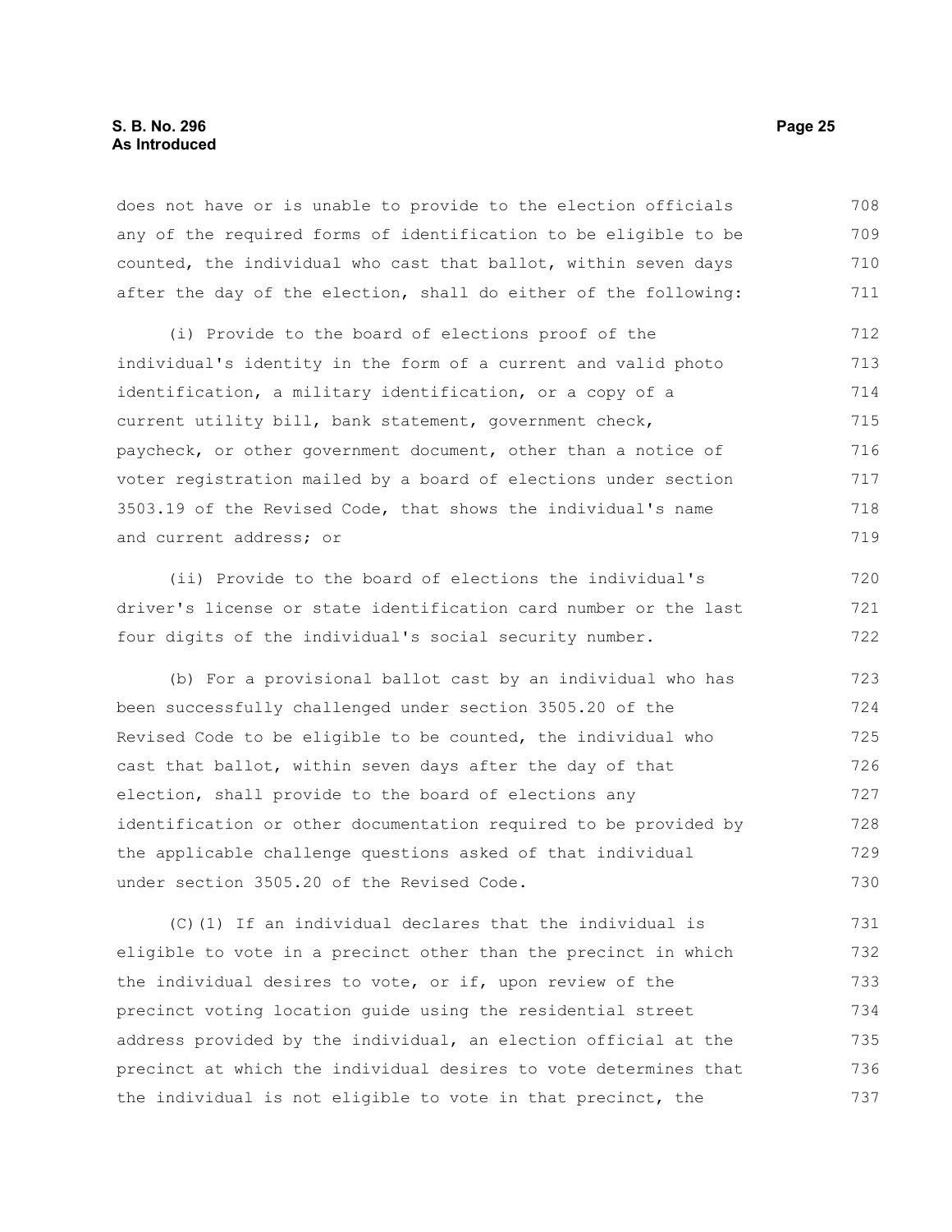does not have or is unable to provide to the election officials any of the required forms of identification to be eligible to be counted, the individual who cast that ballot, within seven days after the day of the election, shall do either of the following:

(i) Provide to the board of elections proof of the individual's identity in the form of a current and valid photo identification, a military identification, or a copy of a current utility bill, bank statement, government check, paycheck, or other government document, other than a notice of voter registration mailed by a board of elections under section 3503.19 of the Revised Code, that shows the individual's name and current address; or

(ii) Provide to the board of elections the individual's driver's license or state identification card number or the last four digits of the individual's social security number.

(b) For a provisional ballot cast by an individual who has been successfully challenged under section 3505.20 of the Revised Code to be eligible to be counted, the individual who cast that ballot, within seven days after the day of that election, shall provide to the board of elections any identification or other documentation required to be provided by the applicable challenge questions asked of that individual under section 3505.20 of the Revised Code.

(C)(1) If an individual declares that the individual is eligible to vote in a precinct other than the precinct in which the individual desires to vote, or if, upon review of the precinct voting location guide using the residential street address provided by the individual, an election official at the precinct at which the individual desires to vote determines that the individual is not eligible to vote in that precinct, the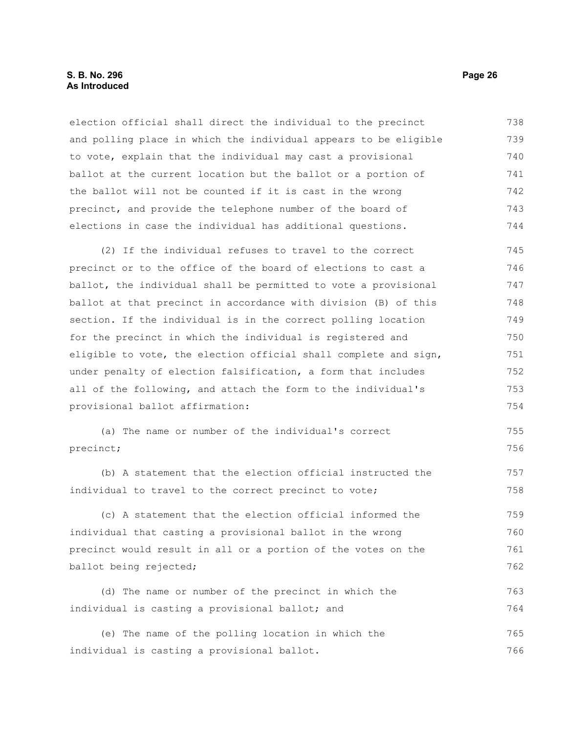election official shall direct the individual to the precinct and polling place in which the individual appears to be eligible to vote, explain that the individual may cast a provisional ballot at the current location but the ballot or a portion of the ballot will not be counted if it is cast in the wrong precinct, and provide the telephone number of the board of elections in case the individual has additional questions.

(2) If the individual refuses to travel to the correct precinct or to the office of the board of elections to cast a ballot, the individual shall be permitted to vote a provisional ballot at that precinct in accordance with division (B) of this section. If the individual is in the correct polling location for the precinct in which the individual is registered and eligible to vote, the election official shall complete and sign, under penalty of election falsification, a form that includes all of the following, and attach the form to the individual's provisional ballot affirmation:

(a) The name or number of the individual's correct precinct;

(b) A statement that the election official instructed the individual to travel to the correct precinct to vote;

(c) A statement that the election official informed the individual that casting a provisional ballot in the wrong precinct would result in all or a portion of the votes on the ballot being rejected;

(d) The name or number of the precinct in which the individual is casting a provisional ballot; and

(e) The name of the polling location in which the individual is casting a provisional ballot.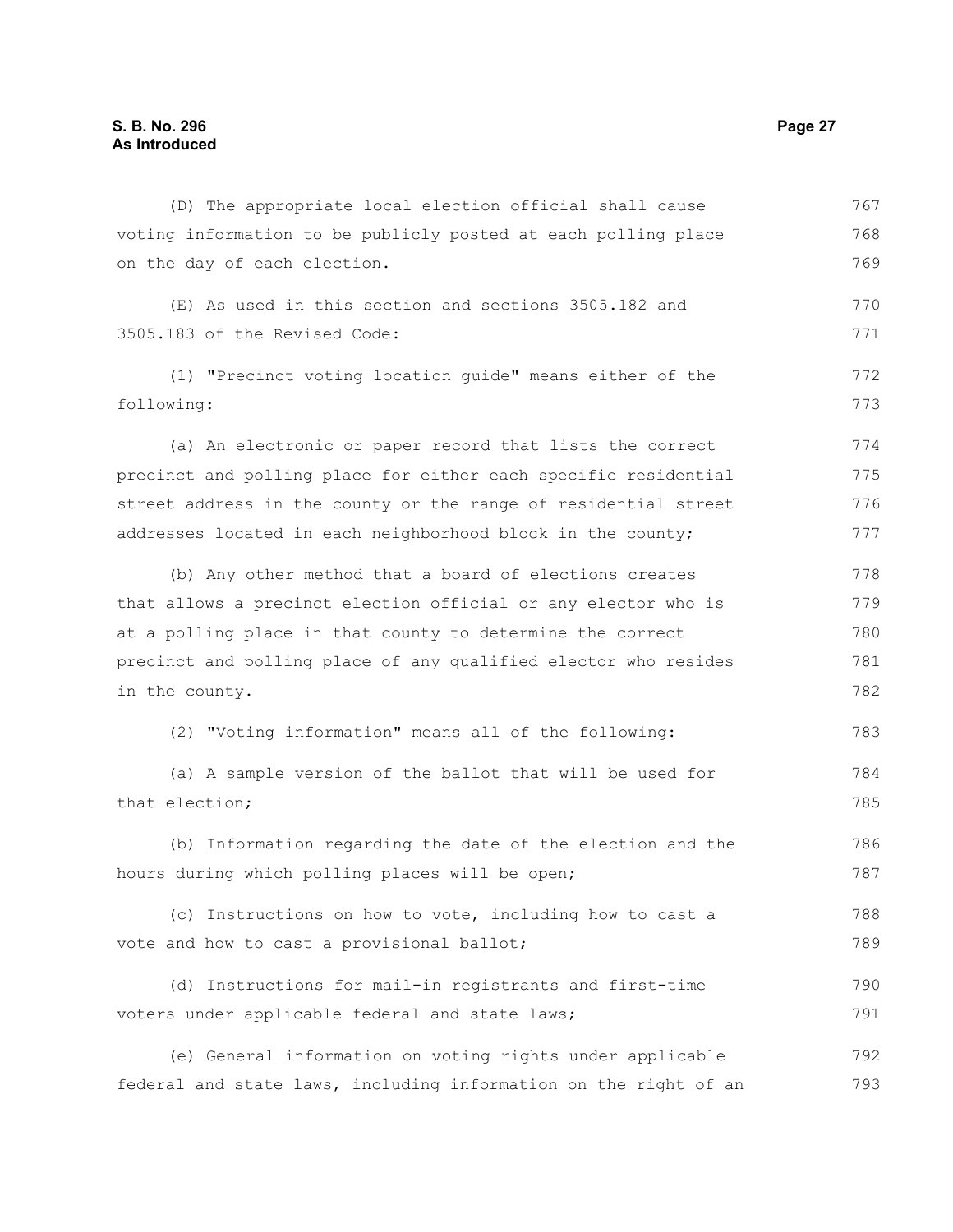(D) The appropriate local election official shall cause voting information to be publicly posted at each polling place on the day of each election.

(E) As used in this section and sections 3505.182 and 3505.183 of the Revised Code:

(1) "Precinct voting location guide" means either of the following:

(a) An electronic or paper record that lists the correct precinct and polling place for either each specific residential street address in the county or the range of residential street addresses located in each neighborhood block in the county;

(b) Any other method that a board of elections creates that allows a precinct election official or any elector who is at a polling place in that county to determine the correct precinct and polling place of any qualified elector who resides in the county.

(2) "Voting information" means all of the following:

(a) A sample version of the ballot that will be used for that election;

(b) Information regarding the date of the election and the hours during which polling places will be open;

(c) Instructions on how to vote, including how to cast a vote and how to cast a provisional ballot;

(d) Instructions for mail-in registrants and first-time voters under applicable federal and state laws;

(e) General information on voting rights under applicable federal and state laws, including information on the right of an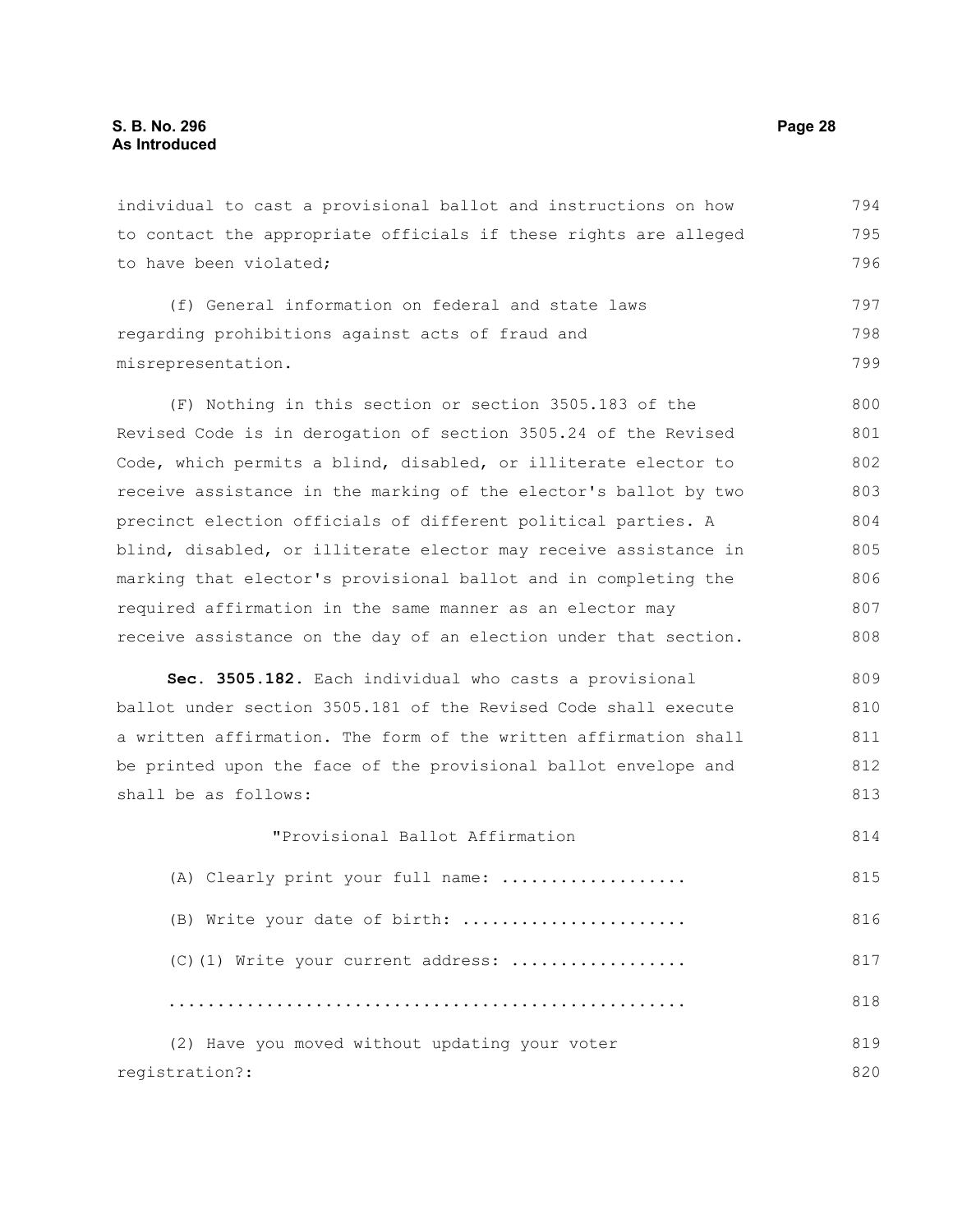individual to cast a provisional ballot and instructions on how to contact the appropriate officials if these rights are alleged to have been violated;

(f) General information on federal and state laws regarding prohibitions against acts of fraud and misrepresentation.

(F) Nothing in this section or section 3505.183 of the Revised Code is in derogation of section 3505.24 of the Revised Code, which permits a blind, disabled, or illiterate elector to receive assistance in the marking of the elector's ballot by two precinct election officials of different political parties. A blind, disabled, or illiterate elector may receive assistance in marking that elector's provisional ballot and in completing the required affirmation in the same manner as an elector may receive assistance on the day of an election under that section.

**Sec. 3505.182.** Each individual who casts a provisional ballot under section 3505.181 of the Revised Code shall execute a written affirmation. The form of the written affirmation shall be printed upon the face of the provisional ballot envelope and shall be as follows:

"Provisional Ballot Affirmation

(A) Clearly print your full name: ..................

(B) Write your date of birth: ......................

(C)(1) Write your current address: .................

....................................................

(2) Have you moved without updating your voter registration?: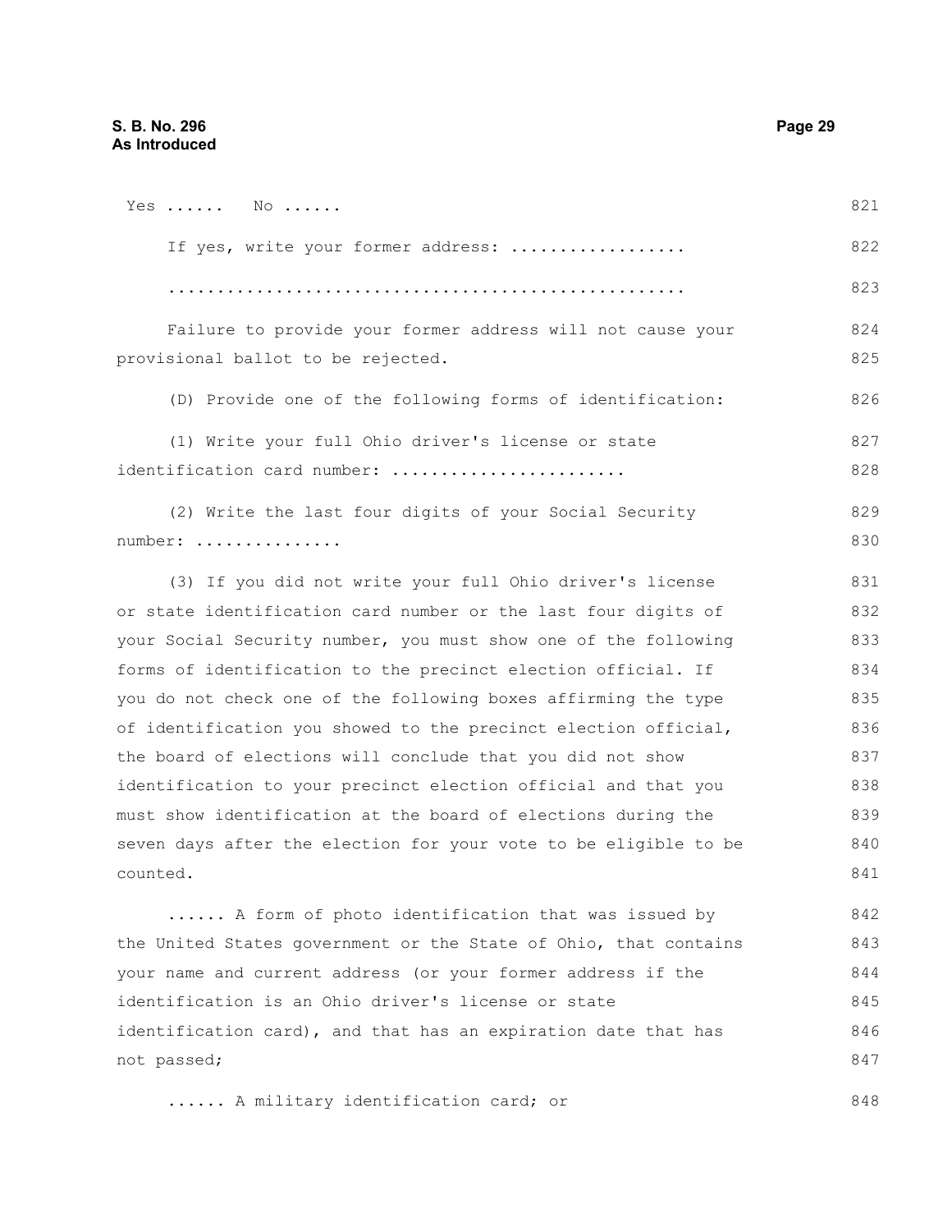Yes ...... No ......

If yes, write your former address: .................

....................................................

Failure to provide your former address will not cause your provisional ballot to be rejected.

(D) Provide one of the following forms of identification:

(1) Write your full Ohio driver's license or state identification card number: .......................

(2) Write the last four digits of your Social Security number: ...............

(3) If you did not write your full Ohio driver's license or state identification card number or the last four digits of your Social Security number, you must show one of the following forms of identification to the precinct election official. If you do not check one of the following boxes affirming the type of identification you showed to the precinct election official, the board of elections will conclude that you did not show identification to your precinct election official and that you must show identification at the board of elections during the seven days after the election for your vote to be eligible to be counted.

...... A form of photo identification that was issued by the United States government or the State of Ohio, that contains your name and current address (or your former address if the identification is an Ohio driver's license or state identification card), and that has an expiration date that has not passed;

...... A military identification card; or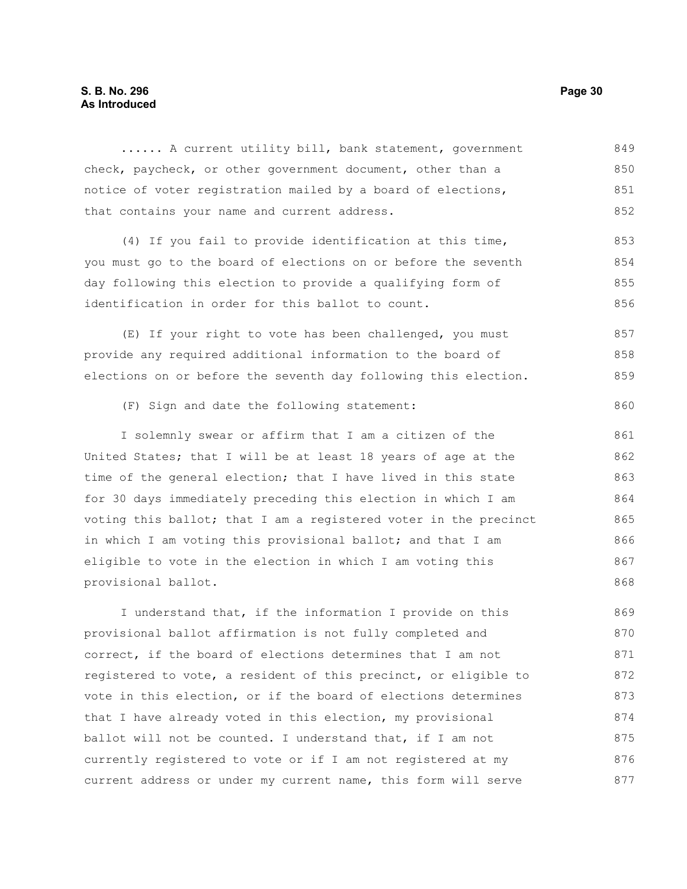...... A current utility bill, bank statement, government check, paycheck, or other government document, other than a notice of voter registration mailed by a board of elections, that contains your name and current address.

(4) If you fail to provide identification at this time, you must go to the board of elections on or before the seventh day following this election to provide a qualifying form of identification in order for this ballot to count.

(E) If your right to vote has been challenged, you must provide any required additional information to the board of elections on or before the seventh day following this election.

(F) Sign and date the following statement:

I solemnly swear or affirm that I am a citizen of the United States; that I will be at least 18 years of age at the time of the general election; that I have lived in this state for 30 days immediately preceding this election in which I am voting this ballot; that I am a registered voter in the precinct in which I am voting this provisional ballot; and that I am eligible to vote in the election in which I am voting this provisional ballot.

I understand that, if the information I provide on this provisional ballot affirmation is not fully completed and correct, if the board of elections determines that I am not registered to vote, a resident of this precinct, or eligible to vote in this election, or if the board of elections determines that I have already voted in this election, my provisional ballot will not be counted. I understand that, if I am not currently registered to vote or if I am not registered at my current address or under my current name, this form will serve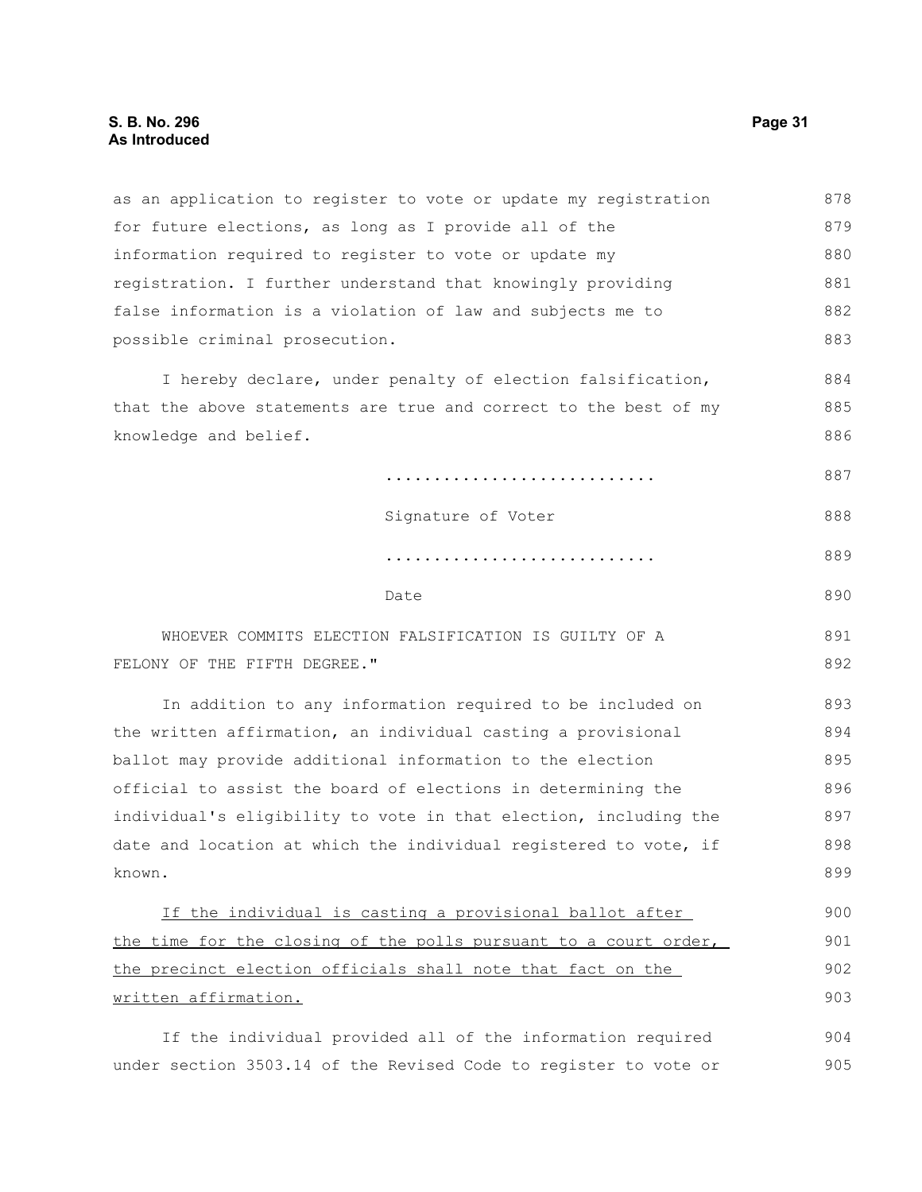as an application to register to vote or update my registration for future elections, as long as I provide all of the information required to register to vote or update my registration. I further understand that knowingly providing false information is a violation of law and subjects me to possible criminal prosecution.

I hereby declare, under penalty of election falsification, that the above statements are true and correct to the best of my knowledge and belief.

...........................

Signature of Voter

...........................

Date

WHOEVER COMMITS ELECTION FALSIFICATION IS GUILTY OF A FELONY OF THE FIFTH DEGREE."

In addition to any information required to be included on the written affirmation, an individual casting a provisional ballot may provide additional information to the election official to assist the board of elections in determining the individual's eligibility to vote in that election, including the date and location at which the individual registered to vote, if known.

<u>If the individual is casting a provisional ballot after the time for the closing of the polls pursuant to a court order, the precinct election officials shall note that fact on the written affirmation.</u>

If the individual provided all of the information required under section 3503.14 of the Revised Code to register to vote or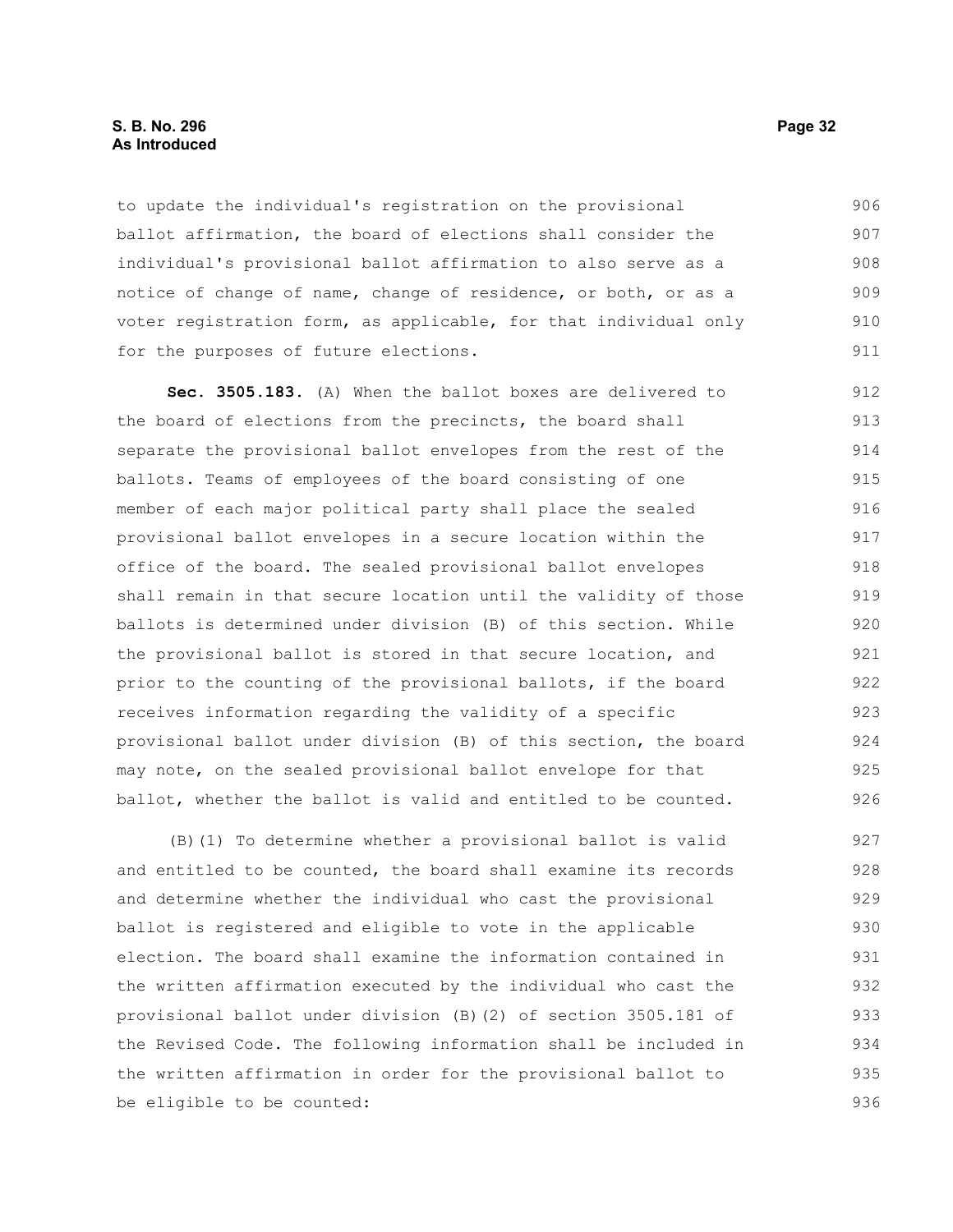to update the individual's registration on the provisional ballot affirmation, the board of elections shall consider the individual's provisional ballot affirmation to also serve as a notice of change of name, change of residence, or both, or as a voter registration form, as applicable, for that individual only for the purposes of future elections.

**Sec. 3505.183.** (A) When the ballot boxes are delivered to the board of elections from the precincts, the board shall separate the provisional ballot envelopes from the rest of the ballots. Teams of employees of the board consisting of one member of each major political party shall place the sealed provisional ballot envelopes in a secure location within the office of the board. The sealed provisional ballot envelopes shall remain in that secure location until the validity of those ballots is determined under division (B) of this section. While the provisional ballot is stored in that secure location, and prior to the counting of the provisional ballots, if the board receives information regarding the validity of a specific provisional ballot under division (B) of this section, the board may note, on the sealed provisional ballot envelope for that ballot, whether the ballot is valid and entitled to be counted.

(B)(1) To determine whether a provisional ballot is valid and entitled to be counted, the board shall examine its records and determine whether the individual who cast the provisional ballot is registered and eligible to vote in the applicable election. The board shall examine the information contained in the written affirmation executed by the individual who cast the provisional ballot under division (B)(2) of section 3505.181 of the Revised Code. The following information shall be included in the written affirmation in order for the provisional ballot to be eligible to be counted: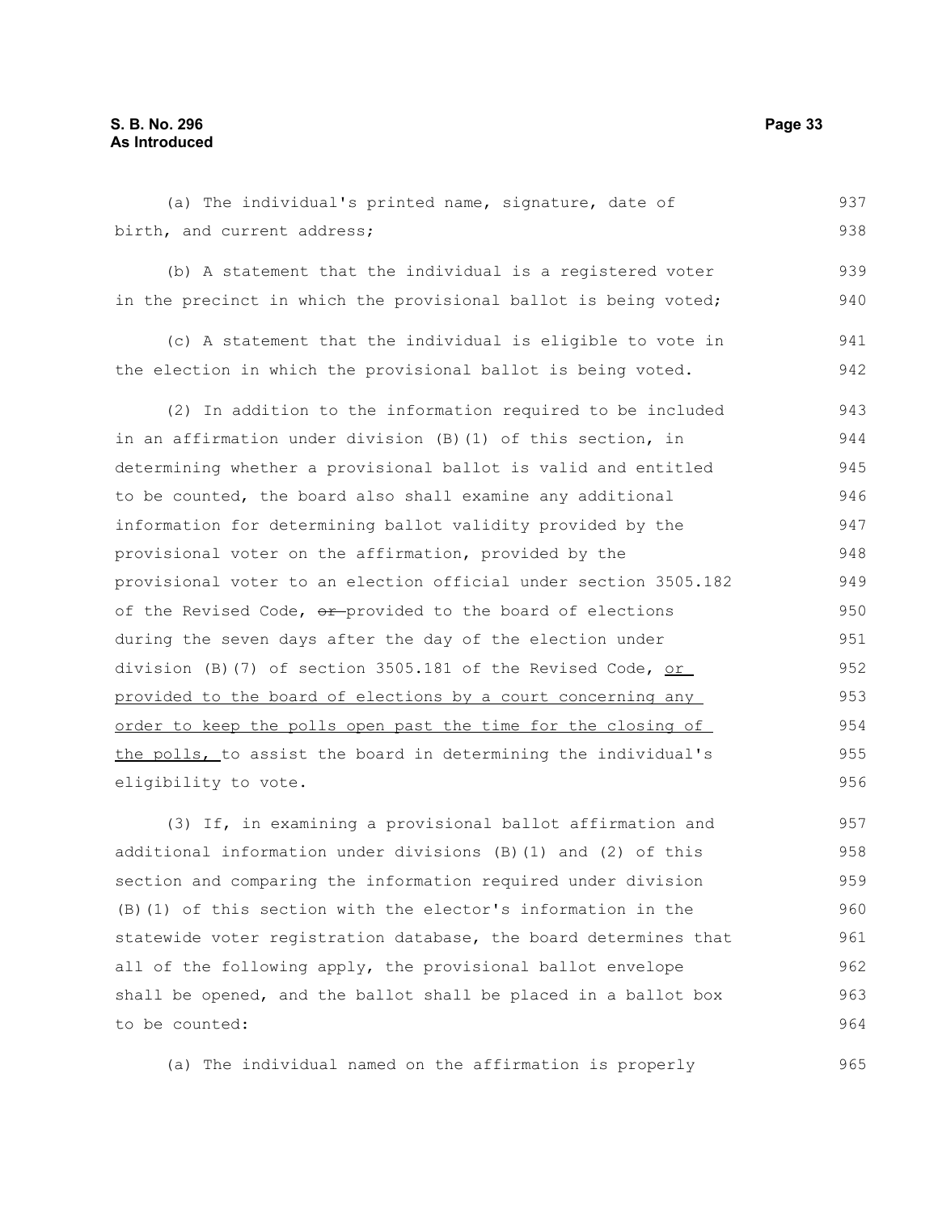(a) The individual's printed name, signature, date of birth, and current address;

(b) A statement that the individual is a registered voter in the precinct in which the provisional ballot is being voted;

(c) A statement that the individual is eligible to vote in the election in which the provisional ballot is being voted.

(2) In addition to the information required to be included in an affirmation under division (B)(1) of this section, in determining whether a provisional ballot is valid and entitled to be counted, the board also shall examine any additional information for determining ballot validity provided by the provisional voter on the affirmation, provided by the provisional voter to an election official under section 3505.182 of the Revised Code, ~~or~~ provided to the board of elections during the seven days after the day of the election under division (B)(7) of section 3505.181 of the Revised Code, <u>or provided to the board of elections by a court concerning any order to keep the polls open past the time for the closing of the polls,</u> to assist the board in determining the individual's eligibility to vote.

(3) If, in examining a provisional ballot affirmation and additional information under divisions (B)(1) and (2) of this section and comparing the information required under division (B)(1) of this section with the elector's information in the statewide voter registration database, the board determines that all of the following apply, the provisional ballot envelope shall be opened, and the ballot shall be placed in a ballot box to be counted:

(a) The individual named on the affirmation is properly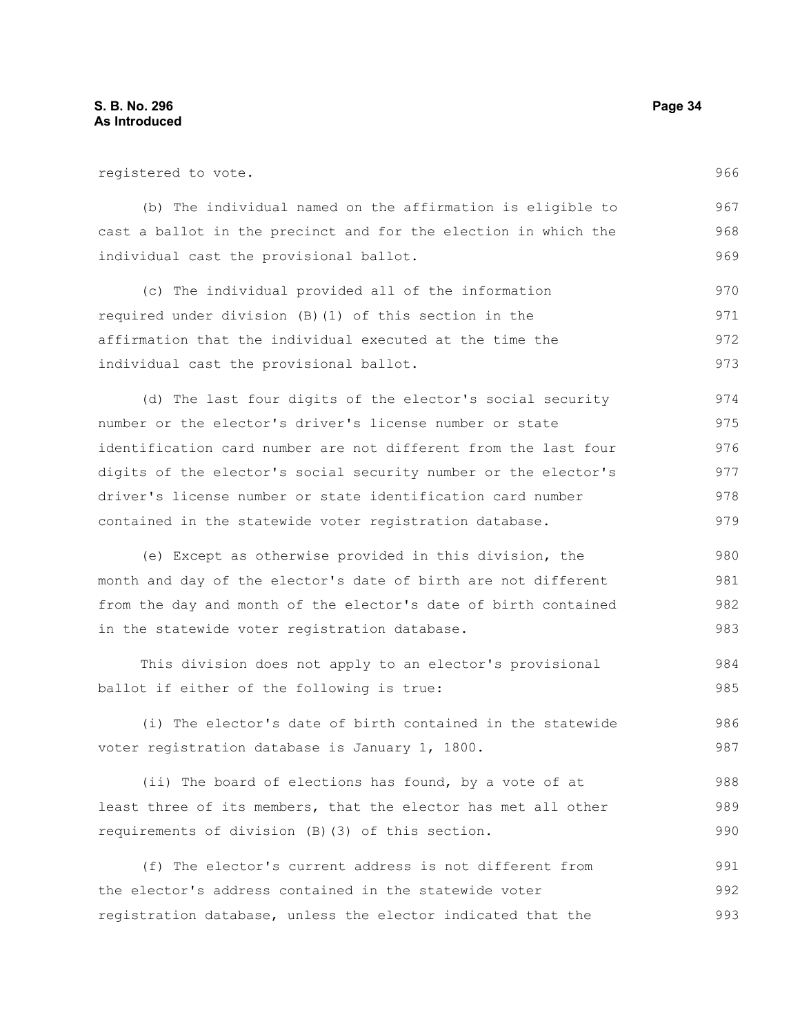registered to vote.

(b) The individual named on the affirmation is eligible to cast a ballot in the precinct and for the election in which the individual cast the provisional ballot.

(c) The individual provided all of the information required under division (B)(1) of this section in the affirmation that the individual executed at the time the individual cast the provisional ballot.

(d) The last four digits of the elector's social security number or the elector's driver's license number or state identification card number are not different from the last four digits of the elector's social security number or the elector's driver's license number or state identification card number contained in the statewide voter registration database.

(e) Except as otherwise provided in this division, the month and day of the elector's date of birth are not different from the day and month of the elector's date of birth contained in the statewide voter registration database.

This division does not apply to an elector's provisional ballot if either of the following is true:

(i) The elector's date of birth contained in the statewide voter registration database is January 1, 1800.

(ii) The board of elections has found, by a vote of at least three of its members, that the elector has met all other requirements of division (B)(3) of this section.

(f) The elector's current address is not different from the elector's address contained in the statewide voter registration database, unless the elector indicated that the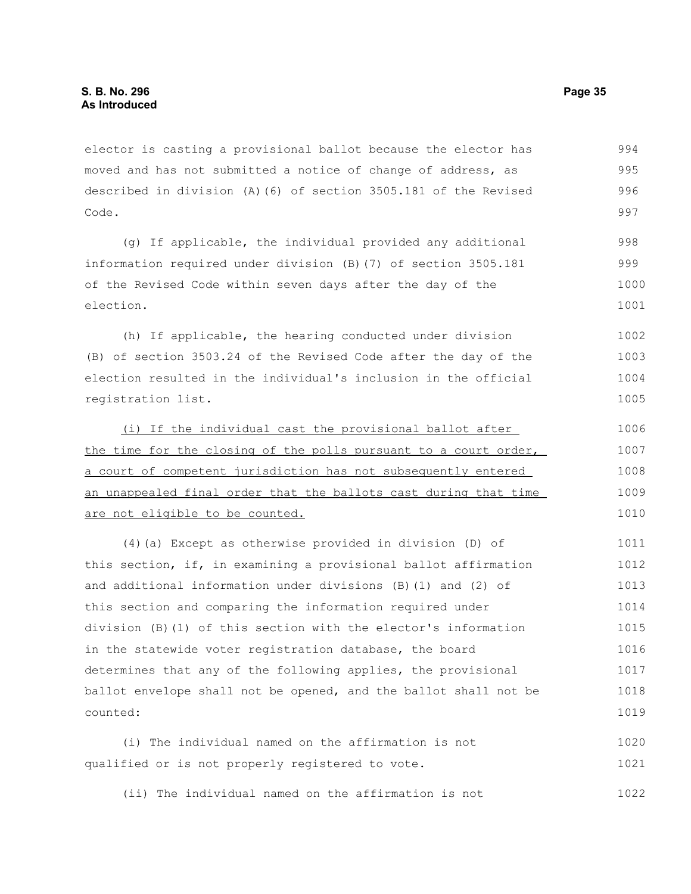elector is casting a provisional ballot because the elector has moved and has not submitted a notice of change of address, as described in division (A)(6) of section 3505.181 of the Revised Code.

(g) If applicable, the individual provided any additional information required under division (B)(7) of section 3505.181 of the Revised Code within seven days after the day of the election.

(h) If applicable, the hearing conducted under division (B) of section 3503.24 of the Revised Code after the day of the election resulted in the individual's inclusion in the official registration list.

<u>(i) If the individual cast the provisional ballot after the time for the closing of the polls pursuant to a court order, a court of competent jurisdiction has not subsequently entered an unappealed final order that the ballots cast during that time are not eligible to be counted.</u>

(4)(a) Except as otherwise provided in division (D) of this section, if, in examining a provisional ballot affirmation and additional information under divisions (B)(1) and (2) of this section and comparing the information required under division (B)(1) of this section with the elector's information in the statewide voter registration database, the board determines that any of the following applies, the provisional ballot envelope shall not be opened, and the ballot shall not be counted:

(i) The individual named on the affirmation is not qualified or is not properly registered to vote.

(ii) The individual named on the affirmation is not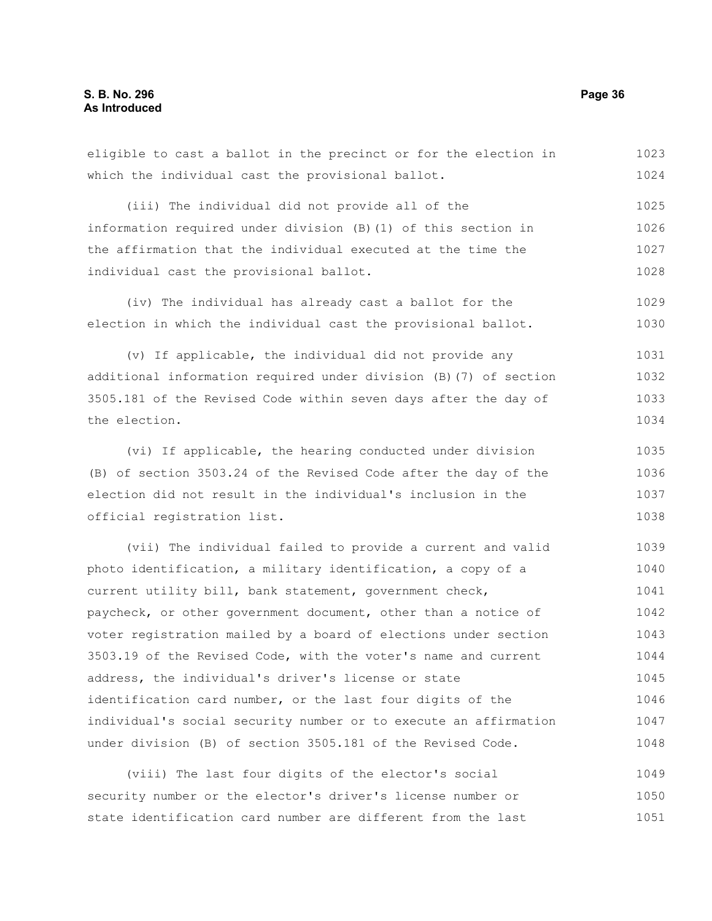eligible to cast a ballot in the precinct or for the election in which the individual cast the provisional ballot.

(iii) The individual did not provide all of the information required under division (B)(1) of this section in the affirmation that the individual executed at the time the individual cast the provisional ballot.

(iv) The individual has already cast a ballot for the election in which the individual cast the provisional ballot.

(v) If applicable, the individual did not provide any additional information required under division (B)(7) of section 3505.181 of the Revised Code within seven days after the day of the election.

(vi) If applicable, the hearing conducted under division (B) of section 3503.24 of the Revised Code after the day of the election did not result in the individual's inclusion in the official registration list.

(vii) The individual failed to provide a current and valid photo identification, a military identification, a copy of a current utility bill, bank statement, government check, paycheck, or other government document, other than a notice of voter registration mailed by a board of elections under section 3503.19 of the Revised Code, with the voter's name and current address, the individual's driver's license or state identification card number, or the last four digits of the individual's social security number or to execute an affirmation under division (B) of section 3505.181 of the Revised Code.

(viii) The last four digits of the elector's social security number or the elector's driver's license number or state identification card number are different from the last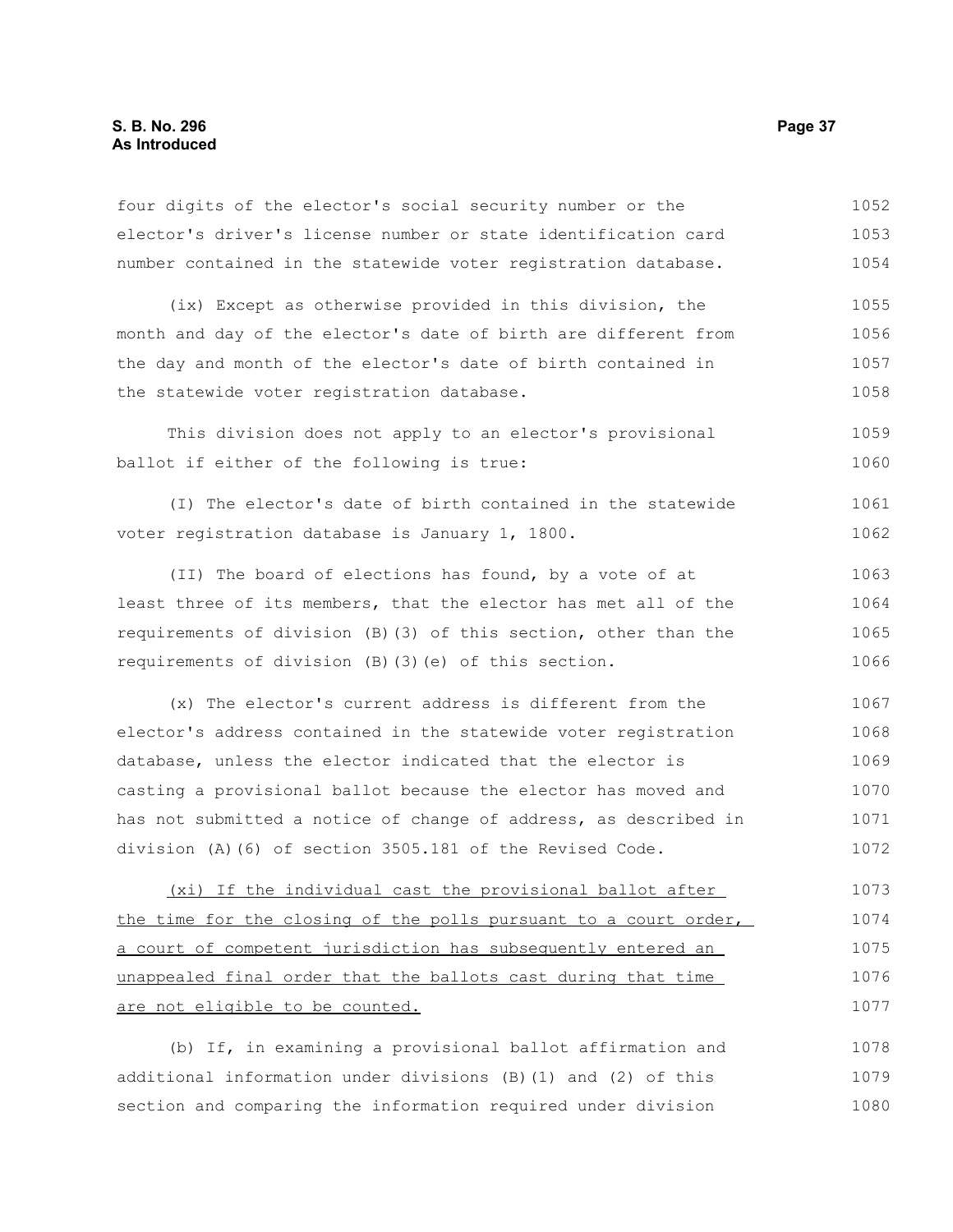four digits of the elector's social security number or the elector's driver's license number or state identification card number contained in the statewide voter registration database.

(ix) Except as otherwise provided in this division, the month and day of the elector's date of birth are different from the day and month of the elector's date of birth contained in the statewide voter registration database.

This division does not apply to an elector's provisional ballot if either of the following is true:

(I) The elector's date of birth contained in the statewide voter registration database is January 1, 1800.

(II) The board of elections has found, by a vote of at least three of its members, that the elector has met all of the requirements of division (B)(3) of this section, other than the requirements of division (B)(3)(e) of this section.

(x) The elector's current address is different from the elector's address contained in the statewide voter registration database, unless the elector indicated that the elector is casting a provisional ballot because the elector has moved and has not submitted a notice of change of address, as described in division (A)(6) of section 3505.181 of the Revised Code.

<u>(xi) If the individual cast the provisional ballot after the time for the closing of the polls pursuant to a court order, a court of competent jurisdiction has subsequently entered an unappealed final order that the ballots cast during that time are not eligible to be counted.</u>

(b) If, in examining a provisional ballot affirmation and additional information under divisions (B)(1) and (2) of this section and comparing the information required under division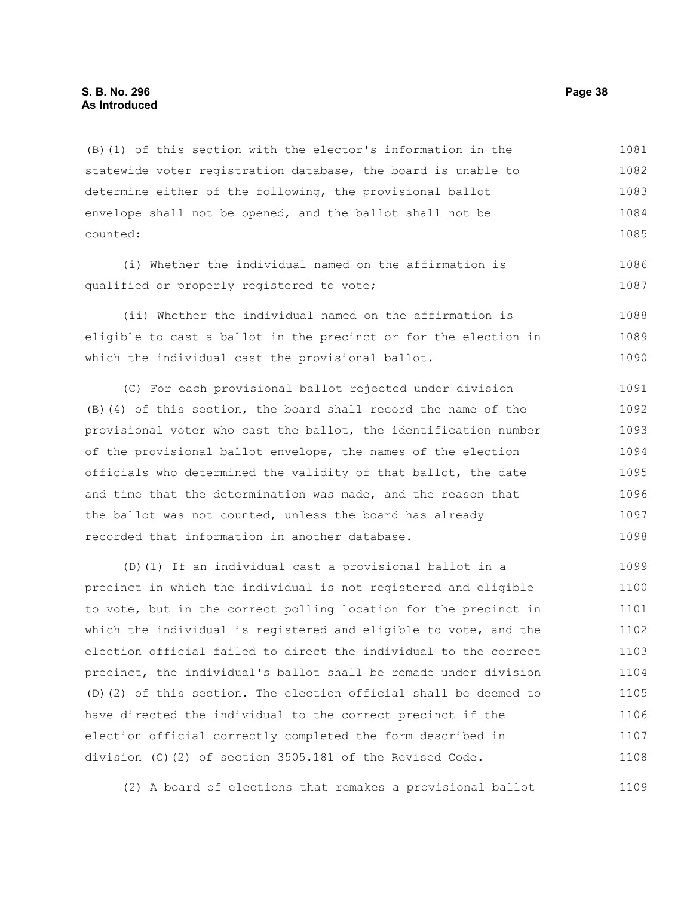(B)(1) of this section with the elector's information in the statewide voter registration database, the board is unable to determine either of the following, the provisional ballot envelope shall not be opened, and the ballot shall not be counted:

(i) Whether the individual named on the affirmation is qualified or properly registered to vote;

(ii) Whether the individual named on the affirmation is eligible to cast a ballot in the precinct or for the election in which the individual cast the provisional ballot.

(C) For each provisional ballot rejected under division (B)(4) of this section, the board shall record the name of the provisional voter who cast the ballot, the identification number of the provisional ballot envelope, the names of the election officials who determined the validity of that ballot, the date and time that the determination was made, and the reason that the ballot was not counted, unless the board has already recorded that information in another database.

(D)(1) If an individual cast a provisional ballot in a precinct in which the individual is not registered and eligible to vote, but in the correct polling location for the precinct in which the individual is registered and eligible to vote, and the election official failed to direct the individual to the correct precinct, the individual's ballot shall be remade under division (D)(2) of this section. The election official shall be deemed to have directed the individual to the correct precinct if the election official correctly completed the form described in division (C)(2) of section 3505.181 of the Revised Code.

(2) A board of elections that remakes a provisional ballot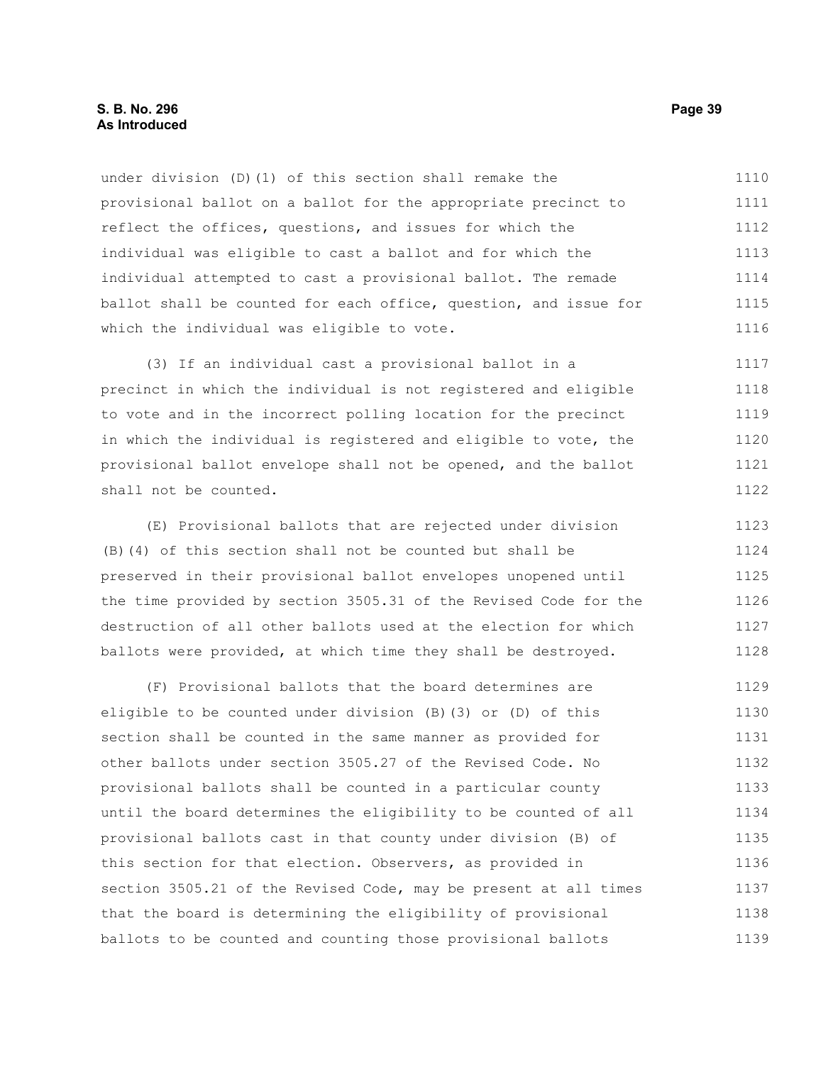under division (D)(1) of this section shall remake the provisional ballot on a ballot for the appropriate precinct to reflect the offices, questions, and issues for which the individual was eligible to cast a ballot and for which the individual attempted to cast a provisional ballot. The remade ballot shall be counted for each office, question, and issue for which the individual was eligible to vote.

(3) If an individual cast a provisional ballot in a precinct in which the individual is not registered and eligible to vote and in the incorrect polling location for the precinct in which the individual is registered and eligible to vote, the provisional ballot envelope shall not be opened, and the ballot shall not be counted.

(E) Provisional ballots that are rejected under division (B)(4) of this section shall not be counted but shall be preserved in their provisional ballot envelopes unopened until the time provided by section 3505.31 of the Revised Code for the destruction of all other ballots used at the election for which ballots were provided, at which time they shall be destroyed.

(F) Provisional ballots that the board determines are eligible to be counted under division (B)(3) or (D) of this section shall be counted in the same manner as provided for other ballots under section 3505.27 of the Revised Code. No provisional ballots shall be counted in a particular county until the board determines the eligibility to be counted of all provisional ballots cast in that county under division (B) of this section for that election. Observers, as provided in section 3505.21 of the Revised Code, may be present at all times that the board is determining the eligibility of provisional ballots to be counted and counting those provisional ballots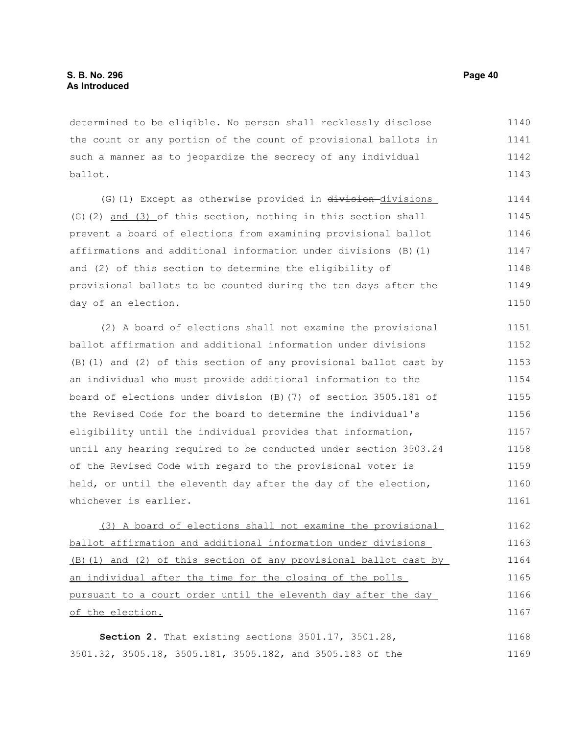determined to be eligible. No person shall recklessly disclose the count or any portion of the count of provisional ballots in such a manner as to jeopardize the secrecy of any individual ballot.

(G)(1) Except as otherwise provided in ~~division~~ divisions (G)(2) and (3) of this section, nothing in this section shall prevent a board of elections from examining provisional ballot affirmations and additional information under divisions (B)(1) and (2) of this section to determine the eligibility of provisional ballots to be counted during the ten days after the day of an election.

(2) A board of elections shall not examine the provisional ballot affirmation and additional information under divisions (B)(1) and (2) of this section of any provisional ballot cast by an individual who must provide additional information to the board of elections under division (B)(7) of section 3505.181 of the Revised Code for the board to determine the individual's eligibility until the individual provides that information, until any hearing required to be conducted under section 3503.24 of the Revised Code with regard to the provisional voter is held, or until the eleventh day after the day of the election, whichever is earlier.

(3) A board of elections shall not examine the provisional ballot affirmation and additional information under divisions (B)(1) and (2) of this section of any provisional ballot cast by an individual after the time for the closing of the polls pursuant to a court order until the eleventh day after the day of the election.

**Section 2.** That existing sections 3501.17, 3501.28, 3501.32, 3505.18, 3505.181, 3505.182, and 3505.183 of the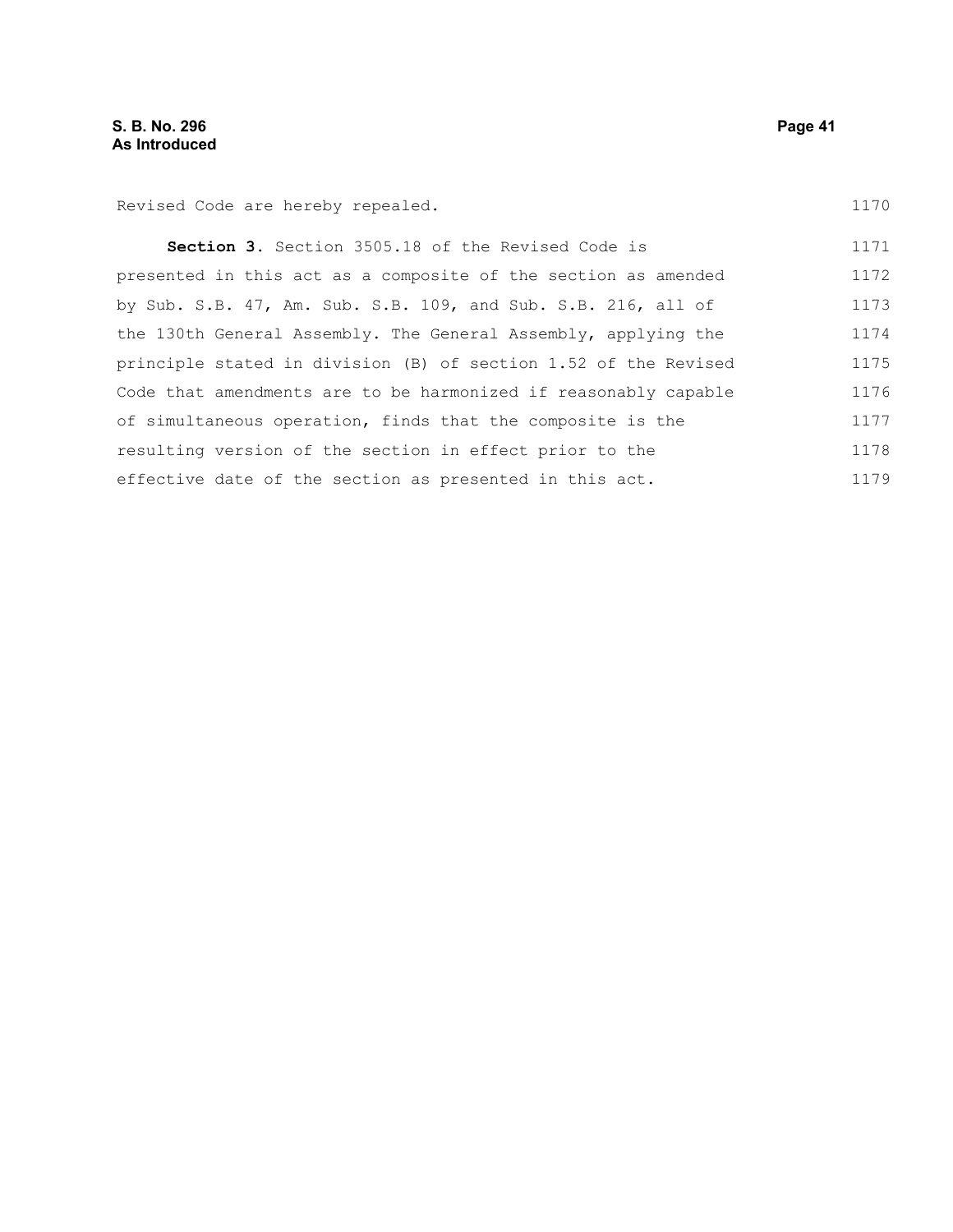Revised Code are hereby repealed.

**Section 3.** Section 3505.18 of the Revised Code is presented in this act as a composite of the section as amended by Sub. S.B. 47, Am. Sub. S.B. 109, and Sub. S.B. 216, all of the 130th General Assembly. The General Assembly, applying the principle stated in division (B) of section 1.52 of the Revised Code that amendments are to be harmonized if reasonably capable of simultaneous operation, finds that the composite is the resulting version of the section in effect prior to the effective date of the section as presented in this act.